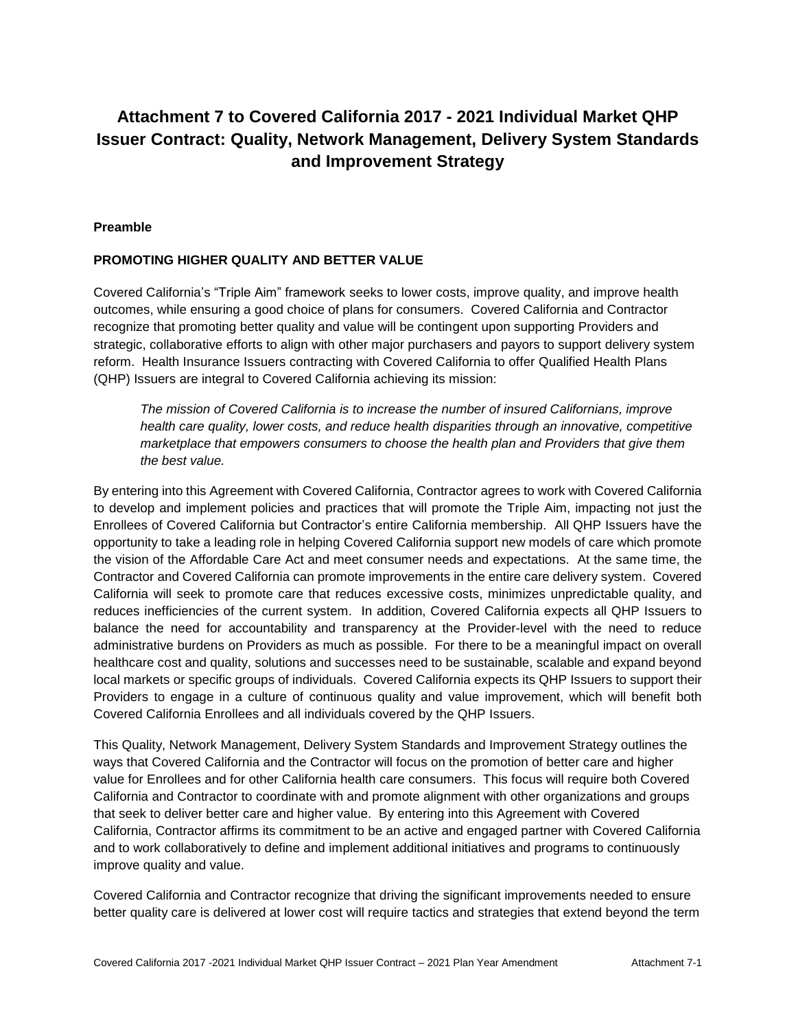# Attachment 7 to Covered California 2017 - 2021 Individual Market QHP Issuer Contract: Quality, Network Management, Delivery System Standards and Improvement Strategy

**Preamble**

**PROMOTING HIGHER QUALITY AND BETTER VALUE**

Covered California's "Triple Aim" framework seeks to lower costs, improve quality, and improve health outcomes, while ensuring a good choice of plans for consumers. Covered California and Contractor recognize that promoting better quality and value will be contingent upon supporting Providers and strategic, collaborative efforts to align with other major purchasers and payors to support delivery system reform. Health Insurance Issuers contracting with Covered California to offer Qualified Health Plans (QHP) Issuers are integral to Covered California achieving its mission:

> *The mission of Covered California is to increase the number of insured Californians, improve health care quality, lower costs, and reduce health disparities through an innovative, competitive marketplace that empowers consumers to choose the health plan and Providers that give them the best value.*

By entering into this Agreement with Covered California, Contractor agrees to work with Covered California to develop and implement policies and practices that will promote the Triple Aim, impacting not just the Enrollees of Covered California but Contractor's entire California membership. All QHP Issuers have the opportunity to take a leading role in helping Covered California support new models of care which promote the vision of the Affordable Care Act and meet consumer needs and expectations. At the same time, the Contractor and Covered California can promote improvements in the entire care delivery system. Covered California will seek to promote care that reduces excessive costs, minimizes unpredictable quality, and reduces inefficiencies of the current system. In addition, Covered California expects all QHP Issuers to balance the need for accountability and transparency at the Provider-level with the need to reduce administrative burdens on Providers as much as possible. For there to be a meaningful impact on overall healthcare cost and quality, solutions and successes need to be sustainable, scalable and expand beyond local markets or specific groups of individuals. Covered California expects its QHP Issuers to support their Providers to engage in a culture of continuous quality and value improvement, which will benefit both Covered California Enrollees and all individuals covered by the QHP Issuers.

This Quality, Network Management, Delivery System Standards and Improvement Strategy outlines the ways that Covered California and the Contractor will focus on the promotion of better care and higher value for Enrollees and for other California health care consumers. This focus will require both Covered California and Contractor to coordinate with and promote alignment with other organizations and groups that seek to deliver better care and higher value. By entering into this Agreement with Covered California, Contractor affirms its commitment to be an active and engaged partner with Covered California and to work collaboratively to define and implement additional initiatives and programs to continuously improve quality and value.

Covered California and Contractor recognize that driving the significant improvements needed to ensure better quality care is delivered at lower cost will require tactics and strategies that extend beyond the term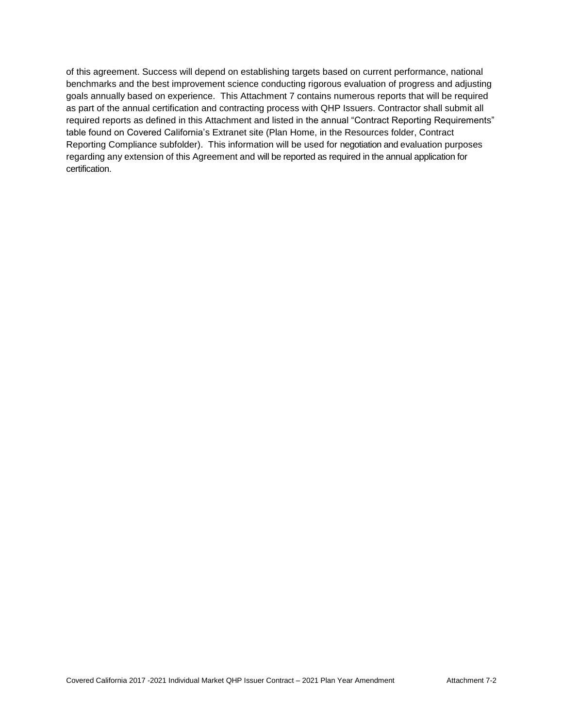of this agreement. Success will depend on establishing targets based on current performance, national benchmarks and the best improvement science conducting rigorous evaluation of progress and adjusting goals annually based on experience. This Attachment 7 contains numerous reports that will be required as part of the annual certification and contracting process with QHP Issuers. Contractor shall submit all required reports as defined in this Attachment and listed in the annual "Contract Reporting Requirements" table found on Covered California's Extranet site (Plan Home, in the Resources folder, Contract Reporting Compliance subfolder). This information will be used for negotiation and evaluation purposes regarding any extension of this Agreement and will be reported as required in the annual application for certification.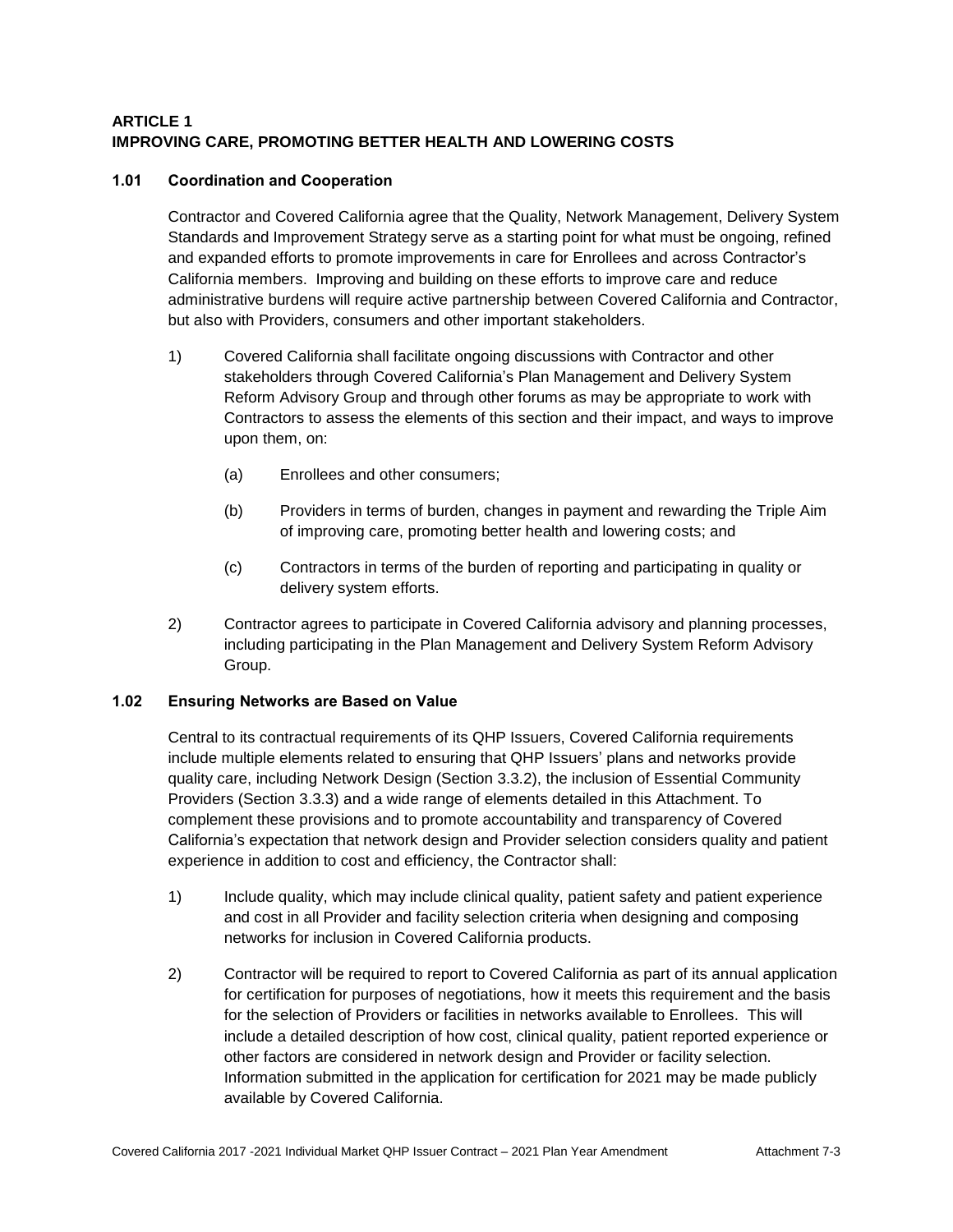# ARTICLE 1
# IMPROVING CARE, PROMOTING BETTER HEALTH AND LOWERING COSTS

## 1.01 Coordination and Cooperation

Contractor and Covered California agree that the Quality, Network Management, Delivery System Standards and Improvement Strategy serve as a starting point for what must be ongoing, refined and expanded efforts to promote improvements in care for Enrollees and across Contractor's California members. Improving and building on these efforts to improve care and reduce administrative burdens will require active partnership between Covered California and Contractor, but also with Providers, consumers and other important stakeholders.

1) Covered California shall facilitate ongoing discussions with Contractor and other stakeholders through Covered California's Plan Management and Delivery System Reform Advisory Group and through other forums as may be appropriate to work with Contractors to assess the elements of this section and their impact, and ways to improve upon them, on:

   (a) Enrollees and other consumers;

   (b) Providers in terms of burden, changes in payment and rewarding the Triple Aim of improving care, promoting better health and lowering costs; and

   (c) Contractors in terms of the burden of reporting and participating in quality or delivery system efforts.

2) Contractor agrees to participate in Covered California advisory and planning processes, including participating in the Plan Management and Delivery System Reform Advisory Group.

## 1.02 Ensuring Networks are Based on Value

Central to its contractual requirements of its QHP Issuers, Covered California requirements include multiple elements related to ensuring that QHP Issuers' plans and networks provide quality care, including Network Design (Section 3.3.2), the inclusion of Essential Community Providers (Section 3.3.3) and a wide range of elements detailed in this Attachment. To complement these provisions and to promote accountability and transparency of Covered California's expectation that network design and Provider selection considers quality and patient experience in addition to cost and efficiency, the Contractor shall:

1) Include quality, which may include clinical quality, patient safety and patient experience and cost in all Provider and facility selection criteria when designing and composing networks for inclusion in Covered California products.

2) Contractor will be required to report to Covered California as part of its annual application for certification for purposes of negotiations, how it meets this requirement and the basis for the selection of Providers or facilities in networks available to Enrollees. This will include a detailed description of how cost, clinical quality, patient reported experience or other factors are considered in network design and Provider or facility selection. Information submitted in the application for certification for 2021 may be made publicly available by Covered California.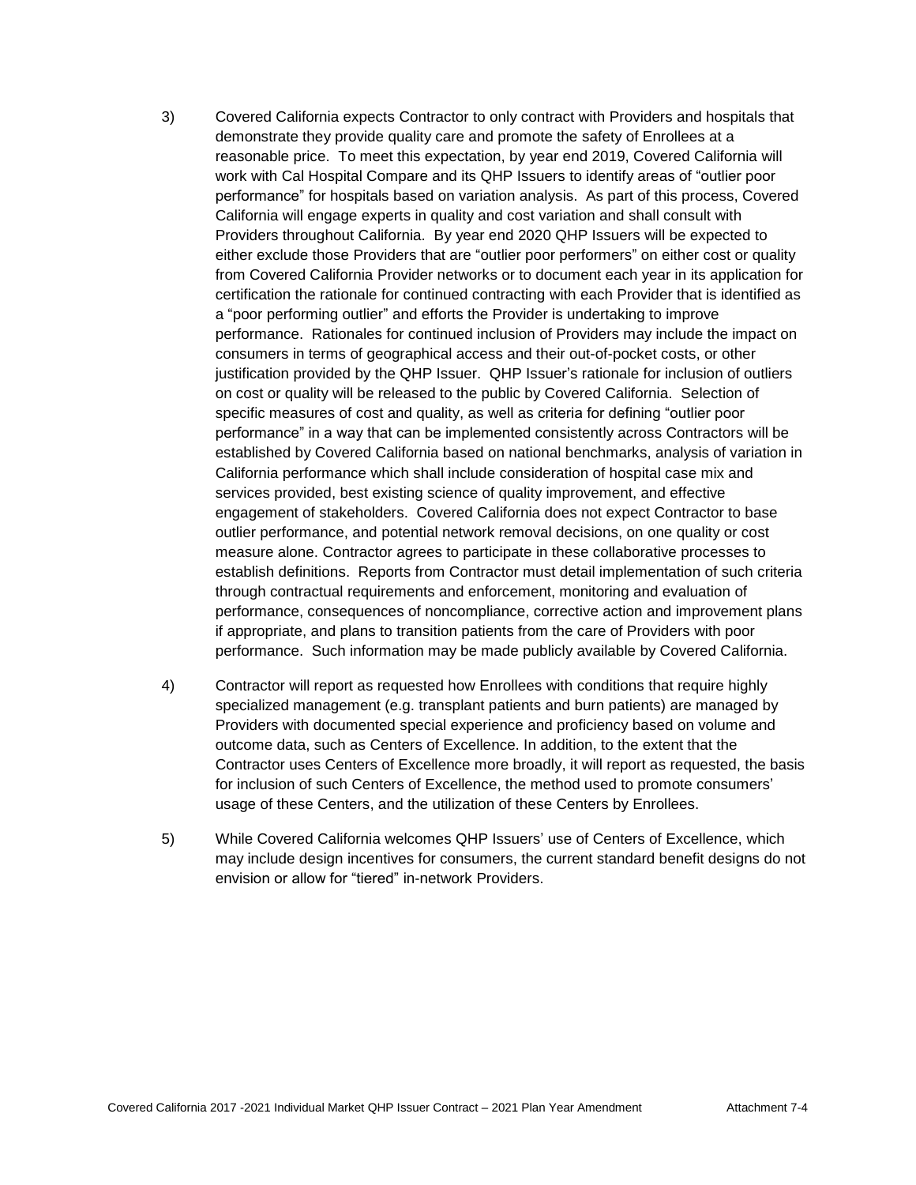3) Covered California expects Contractor to only contract with Providers and hospitals that demonstrate they provide quality care and promote the safety of Enrollees at a reasonable price. To meet this expectation, by year end 2019, Covered California will work with Cal Hospital Compare and its QHP Issuers to identify areas of "outlier poor performance" for hospitals based on variation analysis. As part of this process, Covered California will engage experts in quality and cost variation and shall consult with Providers throughout California. By year end 2020 QHP Issuers will be expected to either exclude those Providers that are "outlier poor performers" on either cost or quality from Covered California Provider networks or to document each year in its application for certification the rationale for continued contracting with each Provider that is identified as a "poor performing outlier" and efforts the Provider is undertaking to improve performance. Rationales for continued inclusion of Providers may include the impact on consumers in terms of geographical access and their out-of-pocket costs, or other justification provided by the QHP Issuer. QHP Issuer's rationale for inclusion of outliers on cost or quality will be released to the public by Covered California. Selection of specific measures of cost and quality, as well as criteria for defining "outlier poor performance" in a way that can be implemented consistently across Contractors will be established by Covered California based on national benchmarks, analysis of variation in California performance which shall include consideration of hospital case mix and services provided, best existing science of quality improvement, and effective engagement of stakeholders. Covered California does not expect Contractor to base outlier performance, and potential network removal decisions, on one quality or cost measure alone. Contractor agrees to participate in these collaborative processes to establish definitions. Reports from Contractor must detail implementation of such criteria through contractual requirements and enforcement, monitoring and evaluation of performance, consequences of noncompliance, corrective action and improvement plans if appropriate, and plans to transition patients from the care of Providers with poor performance. Such information may be made publicly available by Covered California.

4) Contractor will report as requested how Enrollees with conditions that require highly specialized management (e.g. transplant patients and burn patients) are managed by Providers with documented special experience and proficiency based on volume and outcome data, such as Centers of Excellence. In addition, to the extent that the Contractor uses Centers of Excellence more broadly, it will report as requested, the basis for inclusion of such Centers of Excellence, the method used to promote consumers' usage of these Centers, and the utilization of these Centers by Enrollees.

5) While Covered California welcomes QHP Issuers' use of Centers of Excellence, which may include design incentives for consumers, the current standard benefit designs do not envision or allow for "tiered" in-network Providers.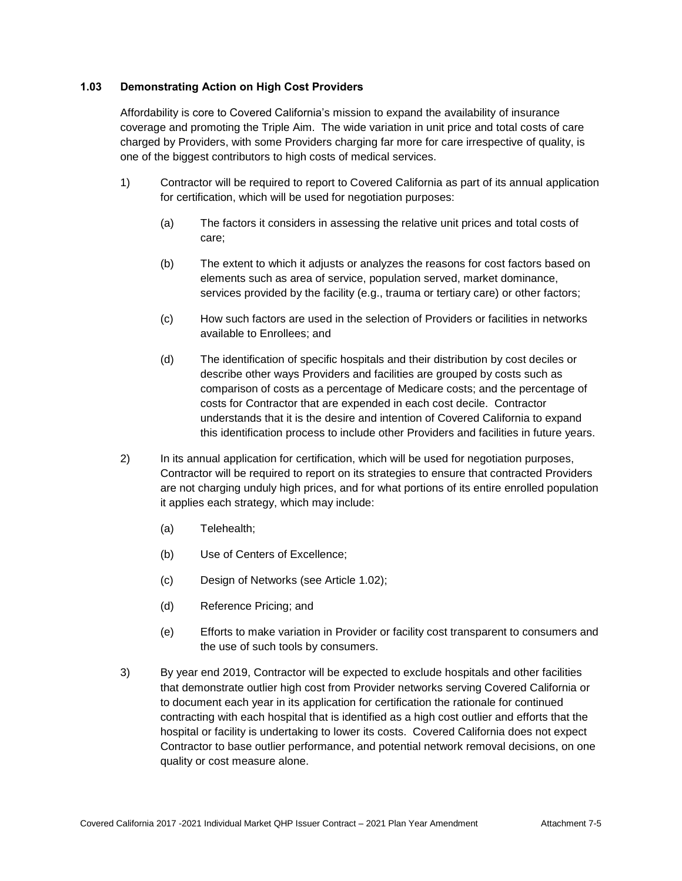### 1.03 Demonstrating Action on High Cost Providers

Affordability is core to Covered California's mission to expand the availability of insurance coverage and promoting the Triple Aim. The wide variation in unit price and total costs of care charged by Providers, with some Providers charging far more for care irrespective of quality, is one of the biggest contributors to high costs of medical services.

1) Contractor will be required to report to Covered California as part of its annual application for certification, which will be used for negotiation purposes:

   (a) The factors it considers in assessing the relative unit prices and total costs of care;

   (b) The extent to which it adjusts or analyzes the reasons for cost factors based on elements such as area of service, population served, market dominance, services provided by the facility (e.g., trauma or tertiary care) or other factors;

   (c) How such factors are used in the selection of Providers or facilities in networks available to Enrollees; and

   (d) The identification of specific hospitals and their distribution by cost deciles or describe other ways Providers and facilities are grouped by costs such as comparison of costs as a percentage of Medicare costs; and the percentage of costs for Contractor that are expended in each cost decile. Contractor understands that it is the desire and intention of Covered California to expand this identification process to include other Providers and facilities in future years.

2) In its annual application for certification, which will be used for negotiation purposes, Contractor will be required to report on its strategies to ensure that contracted Providers are not charging unduly high prices, and for what portions of its entire enrolled population it applies each strategy, which may include:

   (a) Telehealth;

   (b) Use of Centers of Excellence;

   (c) Design of Networks (see Article 1.02);

   (d) Reference Pricing; and

   (e) Efforts to make variation in Provider or facility cost transparent to consumers and the use of such tools by consumers.

3) By year end 2019, Contractor will be expected to exclude hospitals and other facilities that demonstrate outlier high cost from Provider networks serving Covered California or to document each year in its application for certification the rationale for continued contracting with each hospital that is identified as a high cost outlier and efforts that the hospital or facility is undertaking to lower its costs. Covered California does not expect Contractor to base outlier performance, and potential network removal decisions, on one quality or cost measure alone.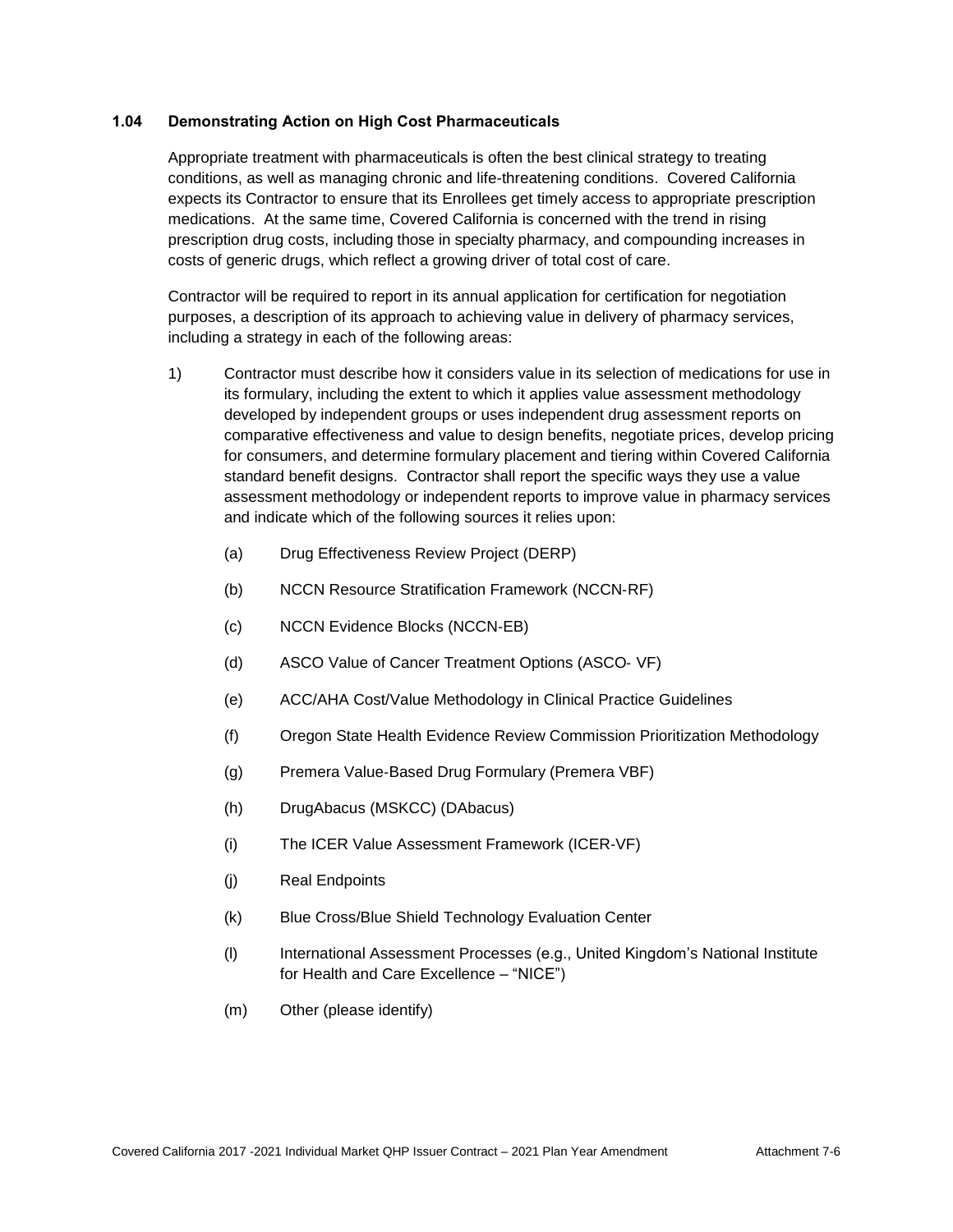### 1.04 Demonstrating Action on High Cost Pharmaceuticals

Appropriate treatment with pharmaceuticals is often the best clinical strategy to treating conditions, as well as managing chronic and life-threatening conditions. Covered California expects its Contractor to ensure that its Enrollees get timely access to appropriate prescription medications. At the same time, Covered California is concerned with the trend in rising prescription drug costs, including those in specialty pharmacy, and compounding increases in costs of generic drugs, which reflect a growing driver of total cost of care.

Contractor will be required to report in its annual application for certification for negotiation purposes, a description of its approach to achieving value in delivery of pharmacy services, including a strategy in each of the following areas:

1) Contractor must describe how it considers value in its selection of medications for use in its formulary, including the extent to which it applies value assessment methodology developed by independent groups or uses independent drug assessment reports on comparative effectiveness and value to design benefits, negotiate prices, develop pricing for consumers, and determine formulary placement and tiering within Covered California standard benefit designs. Contractor shall report the specific ways they use a value assessment methodology or independent reports to improve value in pharmacy services and indicate which of the following sources it relies upon:

   (a) Drug Effectiveness Review Project (DERP)

   (b) NCCN Resource Stratification Framework (NCCN-RF)

   (c) NCCN Evidence Blocks (NCCN-EB)

   (d) ASCO Value of Cancer Treatment Options (ASCO- VF)

   (e) ACC/AHA Cost/Value Methodology in Clinical Practice Guidelines

   (f) Oregon State Health Evidence Review Commission Prioritization Methodology

   (g) Premera Value-Based Drug Formulary (Premera VBF)

   (h) DrugAbacus (MSKCC) (DAbacus)

   (i) The ICER Value Assessment Framework (ICER-VF)

   (j) Real Endpoints

   (k) Blue Cross/Blue Shield Technology Evaluation Center

   (l) International Assessment Processes (e.g., United Kingdom's National Institute for Health and Care Excellence – "NICE")

   (m) Other (please identify)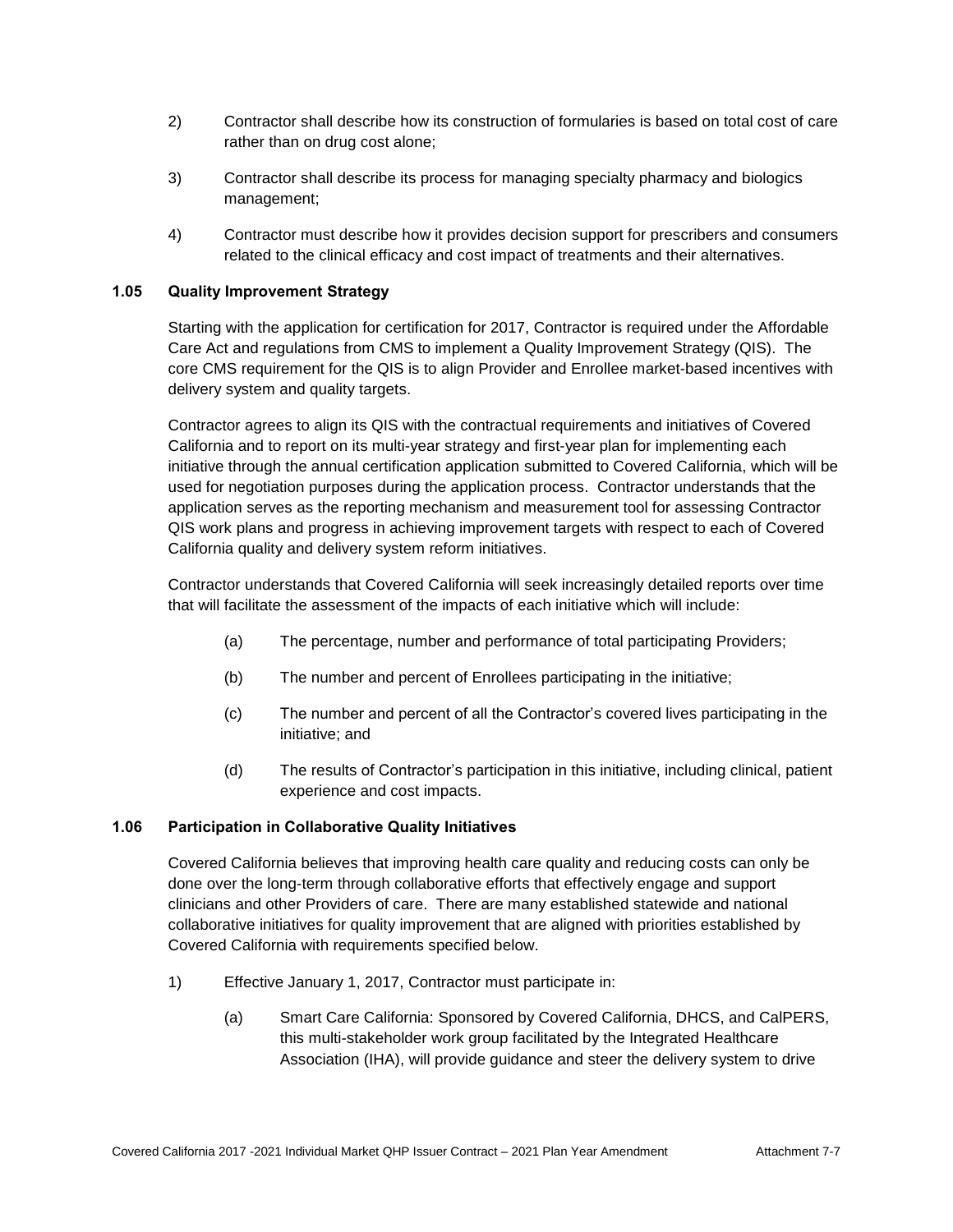2) Contractor shall describe how its construction of formularies is based on total cost of care rather than on drug cost alone;

3) Contractor shall describe its process for managing specialty pharmacy and biologics management;

4) Contractor must describe how it provides decision support for prescribers and consumers related to the clinical efficacy and cost impact of treatments and their alternatives.

### 1.05 Quality Improvement Strategy

Starting with the application for certification for 2017, Contractor is required under the Affordable Care Act and regulations from CMS to implement a Quality Improvement Strategy (QIS). The core CMS requirement for the QIS is to align Provider and Enrollee market-based incentives with delivery system and quality targets.

Contractor agrees to align its QIS with the contractual requirements and initiatives of Covered California and to report on its multi-year strategy and first-year plan for implementing each initiative through the annual certification application submitted to Covered California, which will be used for negotiation purposes during the application process. Contractor understands that the application serves as the reporting mechanism and measurement tool for assessing Contractor QIS work plans and progress in achieving improvement targets with respect to each of Covered California quality and delivery system reform initiatives.

Contractor understands that Covered California will seek increasingly detailed reports over time that will facilitate the assessment of the impacts of each initiative which will include:

(a) The percentage, number and performance of total participating Providers;

(b) The number and percent of Enrollees participating in the initiative;

(c) The number and percent of all the Contractor's covered lives participating in the initiative; and

(d) The results of Contractor's participation in this initiative, including clinical, patient experience and cost impacts.

### 1.06 Participation in Collaborative Quality Initiatives

Covered California believes that improving health care quality and reducing costs can only be done over the long-term through collaborative efforts that effectively engage and support clinicians and other Providers of care. There are many established statewide and national collaborative initiatives for quality improvement that are aligned with priorities established by Covered California with requirements specified below.

1) Effective January 1, 2017, Contractor must participate in:

(a) Smart Care California: Sponsored by Covered California, DHCS, and CalPERS, this multi-stakeholder work group facilitated by the Integrated Healthcare Association (IHA), will provide guidance and steer the delivery system to drive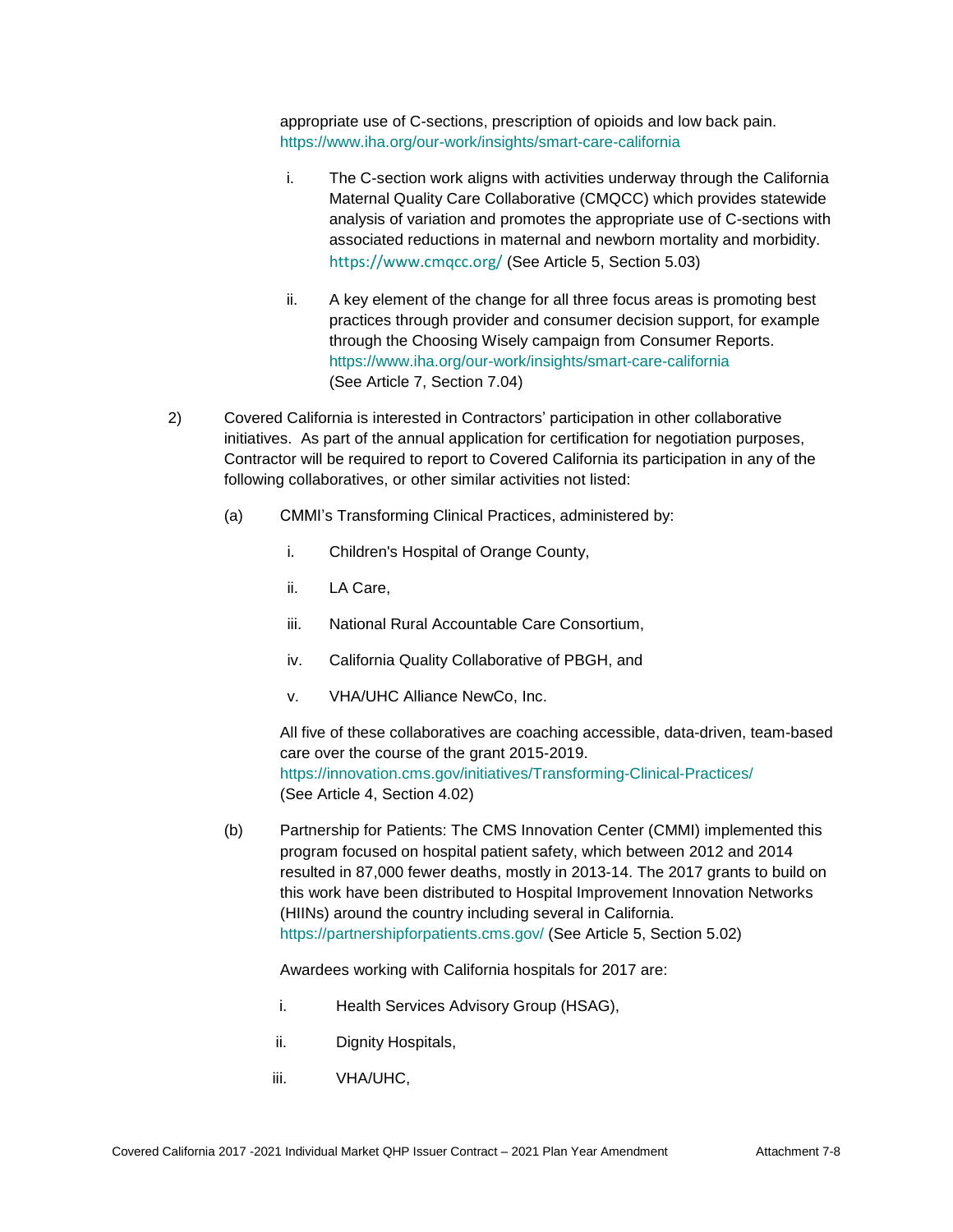appropriate use of C-sections, prescription of opioids and low back pain. https://www.iha.org/our-work/insights/smart-care-california

i. The C-section work aligns with activities underway through the California Maternal Quality Care Collaborative (CMQCC) which provides statewide analysis of variation and promotes the appropriate use of C-sections with associated reductions in maternal and newborn mortality and morbidity. https://www.cmqcc.org/ (See Article 5, Section 5.03)

ii. A key element of the change for all three focus areas is promoting best practices through provider and consumer decision support, for example through the Choosing Wisely campaign from Consumer Reports. https://www.iha.org/our-work/insights/smart-care-california (See Article 7, Section 7.04)

2) Covered California is interested in Contractors' participation in other collaborative initiatives. As part of the annual application for certification for negotiation purposes, Contractor will be required to report to Covered California its participation in any of the following collaboratives, or other similar activities not listed:

(a) CMMI's Transforming Clinical Practices, administered by:

i. Children's Hospital of Orange County,

ii. LA Care,

iii. National Rural Accountable Care Consortium,

iv. California Quality Collaborative of PBGH, and

v. VHA/UHC Alliance NewCo, Inc.

All five of these collaboratives are coaching accessible, data-driven, team-based care over the course of the grant 2015-2019. https://innovation.cms.gov/initiatives/Transforming-Clinical-Practices/ (See Article 4, Section 4.02)

(b) Partnership for Patients: The CMS Innovation Center (CMMI) implemented this program focused on hospital patient safety, which between 2012 and 2014 resulted in 87,000 fewer deaths, mostly in 2013-14. The 2017 grants to build on this work have been distributed to Hospital Improvement Innovation Networks (HIINs) around the country including several in California. https://partnershipforpatients.cms.gov/ (See Article 5, Section 5.02)

Awardees working with California hospitals for 2017 are:

i. Health Services Advisory Group (HSAG),

ii. Dignity Hospitals,

iii. VHA/UHC,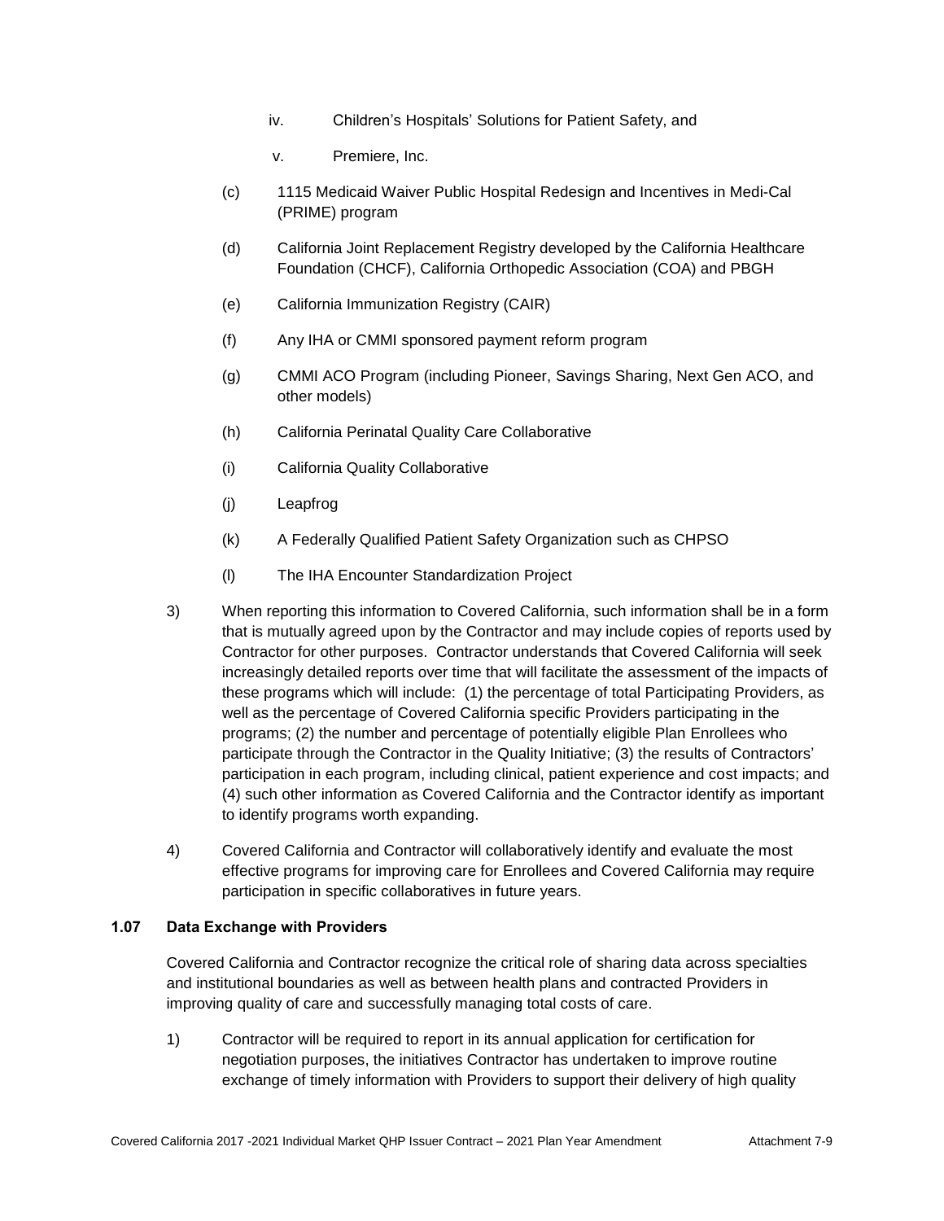iv. Children's Hospitals' Solutions for Patient Safety, and

v. Premiere, Inc.

(c) 1115 Medicaid Waiver Public Hospital Redesign and Incentives in Medi-Cal (PRIME) program

(d) California Joint Replacement Registry developed by the California Healthcare Foundation (CHCF), California Orthopedic Association (COA) and PBGH

(e) California Immunization Registry (CAIR)

(f) Any IHA or CMMI sponsored payment reform program

(g) CMMI ACO Program (including Pioneer, Savings Sharing, Next Gen ACO, and other models)

(h) California Perinatal Quality Care Collaborative

(i) California Quality Collaborative

(j) Leapfrog

(k) A Federally Qualified Patient Safety Organization such as CHPSO

(l) The IHA Encounter Standardization Project

3) When reporting this information to Covered California, such information shall be in a form that is mutually agreed upon by the Contractor and may include copies of reports used by Contractor for other purposes. Contractor understands that Covered California will seek increasingly detailed reports over time that will facilitate the assessment of the impacts of these programs which will include: (1) the percentage of total Participating Providers, as well as the percentage of Covered California specific Providers participating in the programs; (2) the number and percentage of potentially eligible Plan Enrollees who participate through the Contractor in the Quality Initiative; (3) the results of Contractors' participation in each program, including clinical, patient experience and cost impacts; and (4) such other information as Covered California and the Contractor identify as important to identify programs worth expanding.

4) Covered California and Contractor will collaboratively identify and evaluate the most effective programs for improving care for Enrollees and Covered California may require participation in specific collaboratives in future years.

### 1.07 Data Exchange with Providers

Covered California and Contractor recognize the critical role of sharing data across specialties and institutional boundaries as well as between health plans and contracted Providers in improving quality of care and successfully managing total costs of care.

1) Contractor will be required to report in its annual application for certification for negotiation purposes, the initiatives Contractor has undertaken to improve routine exchange of timely information with Providers to support their delivery of high quality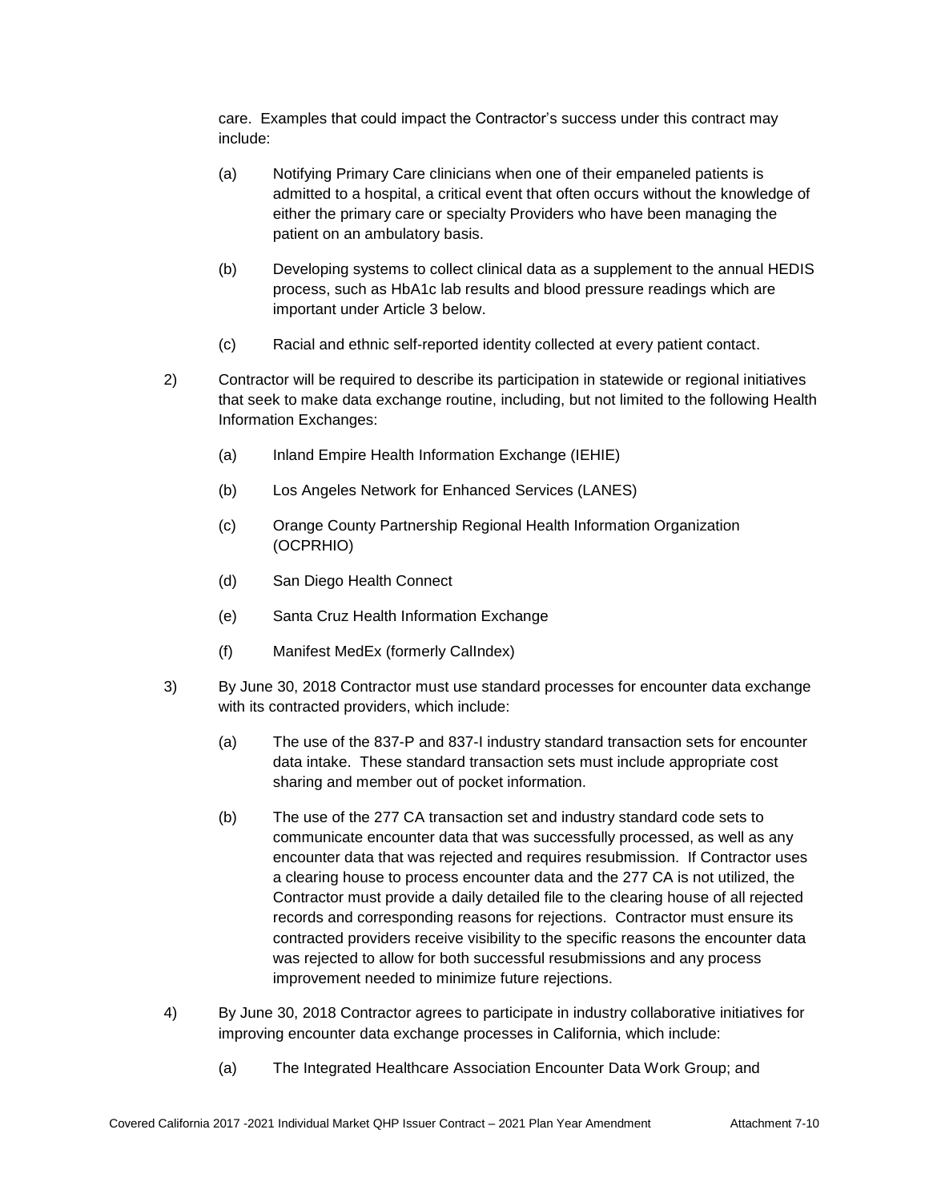care. Examples that could impact the Contractor's success under this contract may include:

(a) Notifying Primary Care clinicians when one of their empaneled patients is admitted to a hospital, a critical event that often occurs without the knowledge of either the primary care or specialty Providers who have been managing the patient on an ambulatory basis.

(b) Developing systems to collect clinical data as a supplement to the annual HEDIS process, such as HbA1c lab results and blood pressure readings which are important under Article 3 below.

(c) Racial and ethnic self-reported identity collected at every patient contact.

2) Contractor will be required to describe its participation in statewide or regional initiatives that seek to make data exchange routine, including, but not limited to the following Health Information Exchanges:

(a) Inland Empire Health Information Exchange (IEHIE)

(b) Los Angeles Network for Enhanced Services (LANES)

(c) Orange County Partnership Regional Health Information Organization (OCPRHIO)

(d) San Diego Health Connect

(e) Santa Cruz Health Information Exchange

(f) Manifest MedEx (formerly CalIndex)

3) By June 30, 2018 Contractor must use standard processes for encounter data exchange with its contracted providers, which include:

(a) The use of the 837-P and 837-I industry standard transaction sets for encounter data intake. These standard transaction sets must include appropriate cost sharing and member out of pocket information.

(b) The use of the 277 CA transaction set and industry standard code sets to communicate encounter data that was successfully processed, as well as any encounter data that was rejected and requires resubmission. If Contractor uses a clearing house to process encounter data and the 277 CA is not utilized, the Contractor must provide a daily detailed file to the clearing house of all rejected records and corresponding reasons for rejections. Contractor must ensure its contracted providers receive visibility to the specific reasons the encounter data was rejected to allow for both successful resubmissions and any process improvement needed to minimize future rejections.

4) By June 30, 2018 Contractor agrees to participate in industry collaborative initiatives for improving encounter data exchange processes in California, which include:

(a) The Integrated Healthcare Association Encounter Data Work Group; and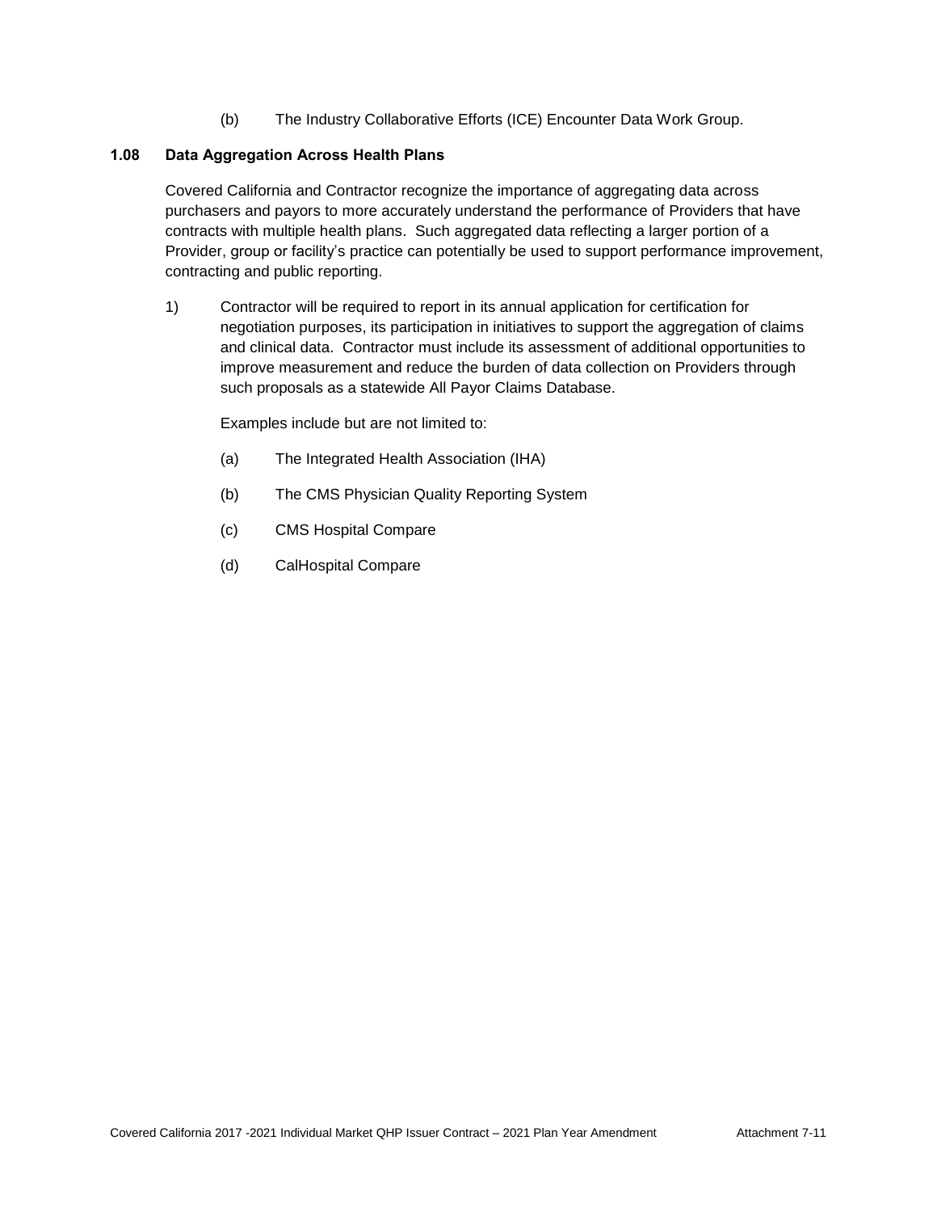(b) The Industry Collaborative Efforts (ICE) Encounter Data Work Group.

### 1.08 Data Aggregation Across Health Plans

Covered California and Contractor recognize the importance of aggregating data across purchasers and payors to more accurately understand the performance of Providers that have contracts with multiple health plans. Such aggregated data reflecting a larger portion of a Provider, group or facility's practice can potentially be used to support performance improvement, contracting and public reporting.

1) Contractor will be required to report in its annual application for certification for negotiation purposes, its participation in initiatives to support the aggregation of claims and clinical data. Contractor must include its assessment of additional opportunities to improve measurement and reduce the burden of data collection on Providers through such proposals as a statewide All Payor Claims Database.

   Examples include but are not limited to:

   (a) The Integrated Health Association (IHA)

   (b) The CMS Physician Quality Reporting System

   (c) CMS Hospital Compare

   (d) CalHospital Compare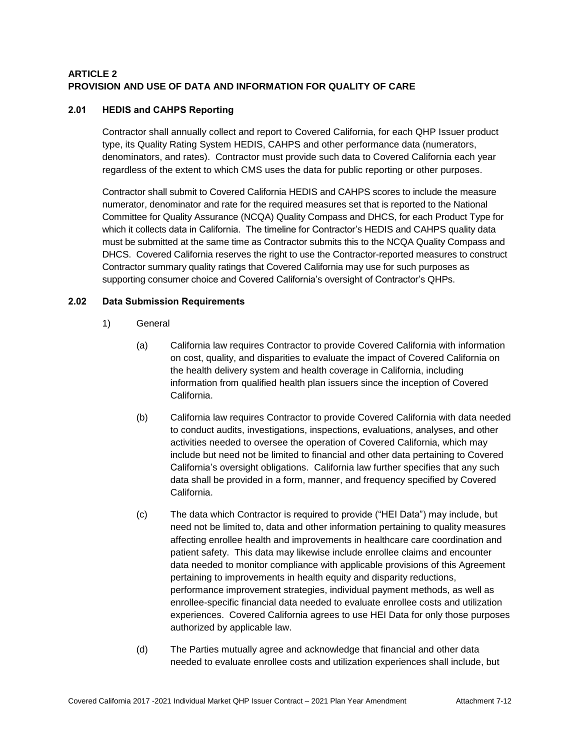## ARTICLE 2
## PROVISION AND USE OF DATA AND INFORMATION FOR QUALITY OF CARE

### 2.01 HEDIS and CAHPS Reporting

Contractor shall annually collect and report to Covered California, for each QHP Issuer product type, its Quality Rating System HEDIS, CAHPS and other performance data (numerators, denominators, and rates). Contractor must provide such data to Covered California each year regardless of the extent to which CMS uses the data for public reporting or other purposes.

Contractor shall submit to Covered California HEDIS and CAHPS scores to include the measure numerator, denominator and rate for the required measures set that is reported to the National Committee for Quality Assurance (NCQA) Quality Compass and DHCS, for each Product Type for which it collects data in California. The timeline for Contractor's HEDIS and CAHPS quality data must be submitted at the same time as Contractor submits this to the NCQA Quality Compass and DHCS. Covered California reserves the right to use the Contractor-reported measures to construct Contractor summary quality ratings that Covered California may use for such purposes as supporting consumer choice and Covered California's oversight of Contractor's QHPs.

### 2.02 Data Submission Requirements

1) General

(a) California law requires Contractor to provide Covered California with information on cost, quality, and disparities to evaluate the impact of Covered California on the health delivery system and health coverage in California, including information from qualified health plan issuers since the inception of Covered California.

(b) California law requires Contractor to provide Covered California with data needed to conduct audits, investigations, inspections, evaluations, analyses, and other activities needed to oversee the operation of Covered California, which may include but need not be limited to financial and other data pertaining to Covered California's oversight obligations. California law further specifies that any such data shall be provided in a form, manner, and frequency specified by Covered California.

(c) The data which Contractor is required to provide ("HEI Data") may include, but need not be limited to, data and other information pertaining to quality measures affecting enrollee health and improvements in healthcare care coordination and patient safety. This data may likewise include enrollee claims and encounter data needed to monitor compliance with applicable provisions of this Agreement pertaining to improvements in health equity and disparity reductions, performance improvement strategies, individual payment methods, as well as enrollee-specific financial data needed to evaluate enrollee costs and utilization experiences. Covered California agrees to use HEI Data for only those purposes authorized by applicable law.

(d) The Parties mutually agree and acknowledge that financial and other data needed to evaluate enrollee costs and utilization experiences shall include, but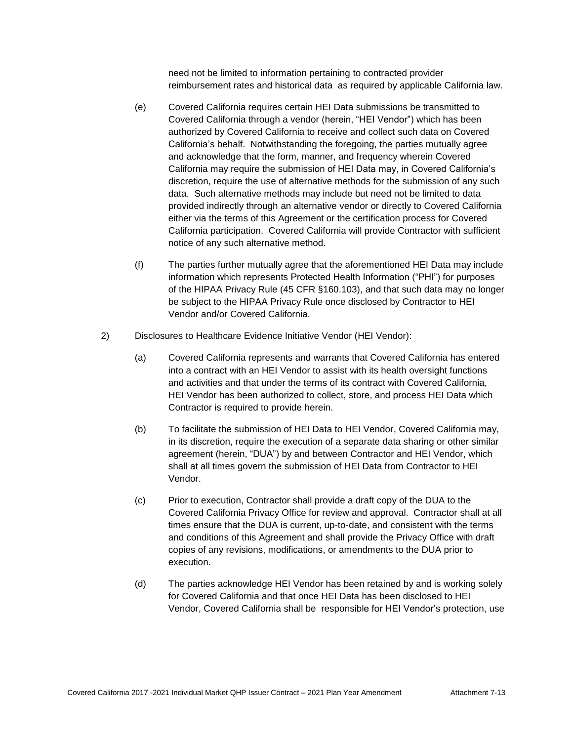need not be limited to information pertaining to contracted provider reimbursement rates and historical data as required by applicable California law.

(e) Covered California requires certain HEI Data submissions be transmitted to Covered California through a vendor (herein, "HEI Vendor") which has been authorized by Covered California to receive and collect such data on Covered California's behalf. Notwithstanding the foregoing, the parties mutually agree and acknowledge that the form, manner, and frequency wherein Covered California may require the submission of HEI Data may, in Covered California's discretion, require the use of alternative methods for the submission of any such data. Such alternative methods may include but need not be limited to data provided indirectly through an alternative vendor or directly to Covered California either via the terms of this Agreement or the certification process for Covered California participation. Covered California will provide Contractor with sufficient notice of any such alternative method.

(f) The parties further mutually agree that the aforementioned HEI Data may include information which represents Protected Health Information ("PHI") for purposes of the HIPAA Privacy Rule (45 CFR §160.103), and that such data may no longer be subject to the HIPAA Privacy Rule once disclosed by Contractor to HEI Vendor and/or Covered California.

2) Disclosures to Healthcare Evidence Initiative Vendor (HEI Vendor):

(a) Covered California represents and warrants that Covered California has entered into a contract with an HEI Vendor to assist with its health oversight functions and activities and that under the terms of its contract with Covered California, HEI Vendor has been authorized to collect, store, and process HEI Data which Contractor is required to provide herein.

(b) To facilitate the submission of HEI Data to HEI Vendor, Covered California may, in its discretion, require the execution of a separate data sharing or other similar agreement (herein, "DUA") by and between Contractor and HEI Vendor, which shall at all times govern the submission of HEI Data from Contractor to HEI Vendor.

(c) Prior to execution, Contractor shall provide a draft copy of the DUA to the Covered California Privacy Office for review and approval. Contractor shall at all times ensure that the DUA is current, up-to-date, and consistent with the terms and conditions of this Agreement and shall provide the Privacy Office with draft copies of any revisions, modifications, or amendments to the DUA prior to execution.

(d) The parties acknowledge HEI Vendor has been retained by and is working solely for Covered California and that once HEI Data has been disclosed to HEI Vendor, Covered California shall be responsible for HEI Vendor's protection, use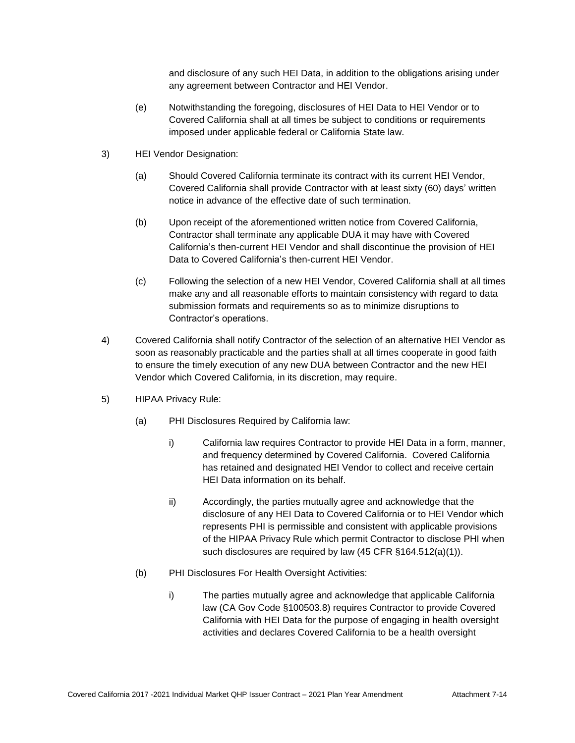and disclosure of any such HEI Data, in addition to the obligations arising under any agreement between Contractor and HEI Vendor.

(e) Notwithstanding the foregoing, disclosures of HEI Data to HEI Vendor or to Covered California shall at all times be subject to conditions or requirements imposed under applicable federal or California State law.

3) HEI Vendor Designation:

(a) Should Covered California terminate its contract with its current HEI Vendor, Covered California shall provide Contractor with at least sixty (60) days' written notice in advance of the effective date of such termination.

(b) Upon receipt of the aforementioned written notice from Covered California, Contractor shall terminate any applicable DUA it may have with Covered California's then-current HEI Vendor and shall discontinue the provision of HEI Data to Covered California's then-current HEI Vendor.

(c) Following the selection of a new HEI Vendor, Covered California shall at all times make any and all reasonable efforts to maintain consistency with regard to data submission formats and requirements so as to minimize disruptions to Contractor's operations.

4) Covered California shall notify Contractor of the selection of an alternative HEI Vendor as soon as reasonably practicable and the parties shall at all times cooperate in good faith to ensure the timely execution of any new DUA between Contractor and the new HEI Vendor which Covered California, in its discretion, may require.

5) HIPAA Privacy Rule:

(a) PHI Disclosures Required by California law:

i) California law requires Contractor to provide HEI Data in a form, manner, and frequency determined by Covered California. Covered California has retained and designated HEI Vendor to collect and receive certain HEI Data information on its behalf.

ii) Accordingly, the parties mutually agree and acknowledge that the disclosure of any HEI Data to Covered California or to HEI Vendor which represents PHI is permissible and consistent with applicable provisions of the HIPAA Privacy Rule which permit Contractor to disclose PHI when such disclosures are required by law (45 CFR §164.512(a)(1)).

(b) PHI Disclosures For Health Oversight Activities:

i) The parties mutually agree and acknowledge that applicable California law (CA Gov Code §100503.8) requires Contractor to provide Covered California with HEI Data for the purpose of engaging in health oversight activities and declares Covered California to be a health oversight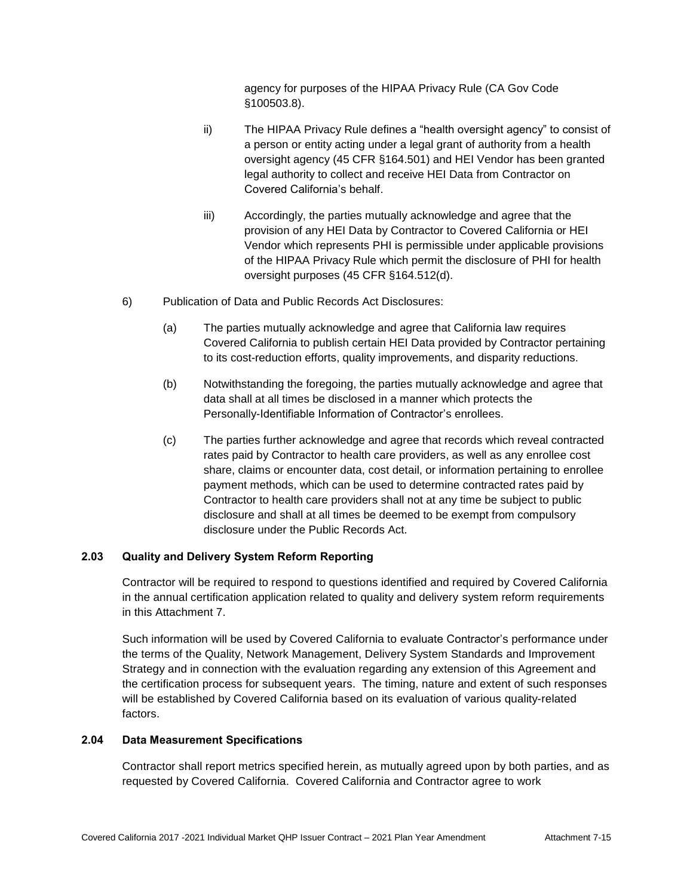agency for purposes of the HIPAA Privacy Rule (CA Gov Code §100503.8).

ii) The HIPAA Privacy Rule defines a "health oversight agency" to consist of a person or entity acting under a legal grant of authority from a health oversight agency (45 CFR §164.501) and HEI Vendor has been granted legal authority to collect and receive HEI Data from Contractor on Covered California's behalf.

iii) Accordingly, the parties mutually acknowledge and agree that the provision of any HEI Data by Contractor to Covered California or HEI Vendor which represents PHI is permissible under applicable provisions of the HIPAA Privacy Rule which permit the disclosure of PHI for health oversight purposes (45 CFR §164.512(d).

6) Publication of Data and Public Records Act Disclosures:

(a) The parties mutually acknowledge and agree that California law requires Covered California to publish certain HEI Data provided by Contractor pertaining to its cost-reduction efforts, quality improvements, and disparity reductions.

(b) Notwithstanding the foregoing, the parties mutually acknowledge and agree that data shall at all times be disclosed in a manner which protects the Personally-Identifiable Information of Contractor's enrollees.

(c) The parties further acknowledge and agree that records which reveal contracted rates paid by Contractor to health care providers, as well as any enrollee cost share, claims or encounter data, cost detail, or information pertaining to enrollee payment methods, which can be used to determine contracted rates paid by Contractor to health care providers shall not at any time be subject to public disclosure and shall at all times be deemed to be exempt from compulsory disclosure under the Public Records Act.

### 2.03 Quality and Delivery System Reform Reporting

Contractor will be required to respond to questions identified and required by Covered California in the annual certification application related to quality and delivery system reform requirements in this Attachment 7.

Such information will be used by Covered California to evaluate Contractor's performance under the terms of the Quality, Network Management, Delivery System Standards and Improvement Strategy and in connection with the evaluation regarding any extension of this Agreement and the certification process for subsequent years. The timing, nature and extent of such responses will be established by Covered California based on its evaluation of various quality-related factors.

### 2.04 Data Measurement Specifications

Contractor shall report metrics specified herein, as mutually agreed upon by both parties, and as requested by Covered California. Covered California and Contractor agree to work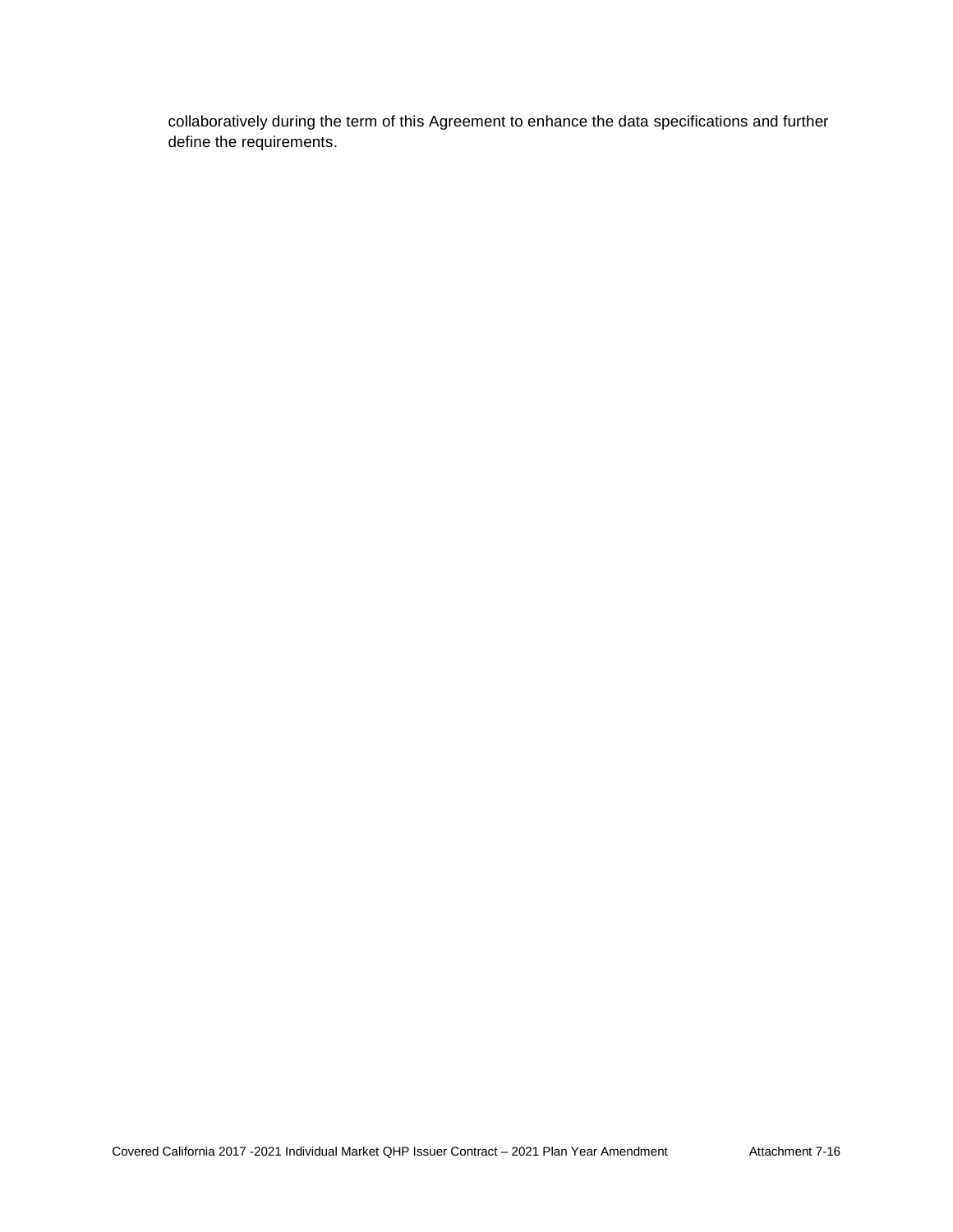collaboratively during the term of this Agreement to enhance the data specifications and further define the requirements.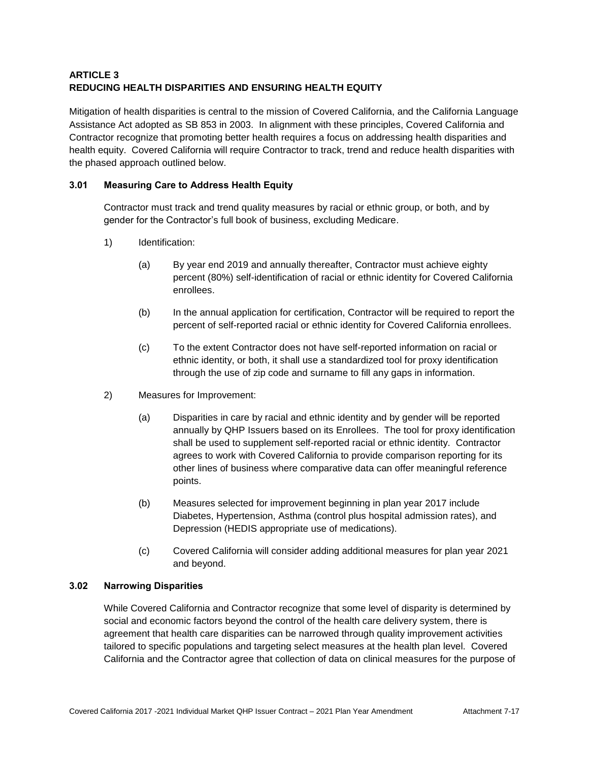**ARTICLE 3**
**REDUCING HEALTH DISPARITIES AND ENSURING HEALTH EQUITY**

Mitigation of health disparities is central to the mission of Covered California, and the California Language Assistance Act adopted as SB 853 in 2003. In alignment with these principles, Covered California and Contractor recognize that promoting better health requires a focus on addressing health disparities and health equity. Covered California will require Contractor to track, trend and reduce health disparities with the phased approach outlined below.

**3.01 Measuring Care to Address Health Equity**

Contractor must track and trend quality measures by racial or ethnic group, or both, and by gender for the Contractor's full book of business, excluding Medicare.

1) Identification:

   (a) By year end 2019 and annually thereafter, Contractor must achieve eighty percent (80%) self-identification of racial or ethnic identity for Covered California enrollees.

   (b) In the annual application for certification, Contractor will be required to report the percent of self-reported racial or ethnic identity for Covered California enrollees.

   (c) To the extent Contractor does not have self-reported information on racial or ethnic identity, or both, it shall use a standardized tool for proxy identification through the use of zip code and surname to fill any gaps in information.

2) Measures for Improvement:

   (a) Disparities in care by racial and ethnic identity and by gender will be reported annually by QHP Issuers based on its Enrollees. The tool for proxy identification shall be used to supplement self-reported racial or ethnic identity. Contractor agrees to work with Covered California to provide comparison reporting for its other lines of business where comparative data can offer meaningful reference points.

   (b) Measures selected for improvement beginning in plan year 2017 include Diabetes, Hypertension, Asthma (control plus hospital admission rates), and Depression (HEDIS appropriate use of medications).

   (c) Covered California will consider adding additional measures for plan year 2021 and beyond.

**3.02 Narrowing Disparities**

While Covered California and Contractor recognize that some level of disparity is determined by social and economic factors beyond the control of the health care delivery system, there is agreement that health care disparities can be narrowed through quality improvement activities tailored to specific populations and targeting select measures at the health plan level. Covered California and the Contractor agree that collection of data on clinical measures for the purpose of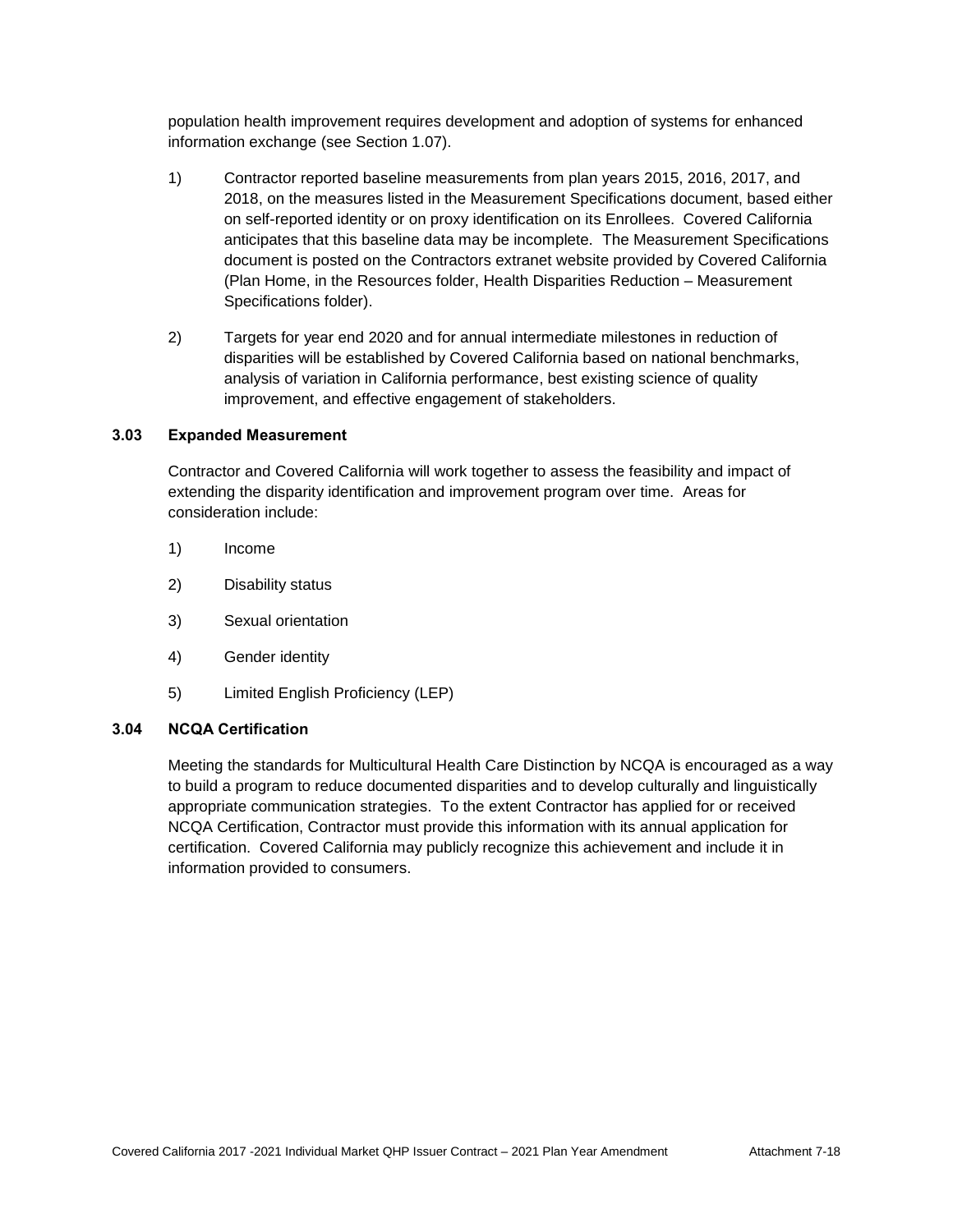population health improvement requires development and adoption of systems for enhanced information exchange (see Section 1.07).

1) Contractor reported baseline measurements from plan years 2015, 2016, 2017, and 2018, on the measures listed in the Measurement Specifications document, based either on self-reported identity or on proxy identification on its Enrollees. Covered California anticipates that this baseline data may be incomplete. The Measurement Specifications document is posted on the Contractors extranet website provided by Covered California (Plan Home, in the Resources folder, Health Disparities Reduction – Measurement Specifications folder).

2) Targets for year end 2020 and for annual intermediate milestones in reduction of disparities will be established by Covered California based on national benchmarks, analysis of variation in California performance, best existing science of quality improvement, and effective engagement of stakeholders.

### 3.03 Expanded Measurement

Contractor and Covered California will work together to assess the feasibility and impact of extending the disparity identification and improvement program over time. Areas for consideration include:

1) Income

2) Disability status

3) Sexual orientation

4) Gender identity

5) Limited English Proficiency (LEP)

### 3.04 NCQA Certification

Meeting the standards for Multicultural Health Care Distinction by NCQA is encouraged as a way to build a program to reduce documented disparities and to develop culturally and linguistically appropriate communication strategies. To the extent Contractor has applied for or received NCQA Certification, Contractor must provide this information with its annual application for certification. Covered California may publicly recognize this achievement and include it in information provided to consumers.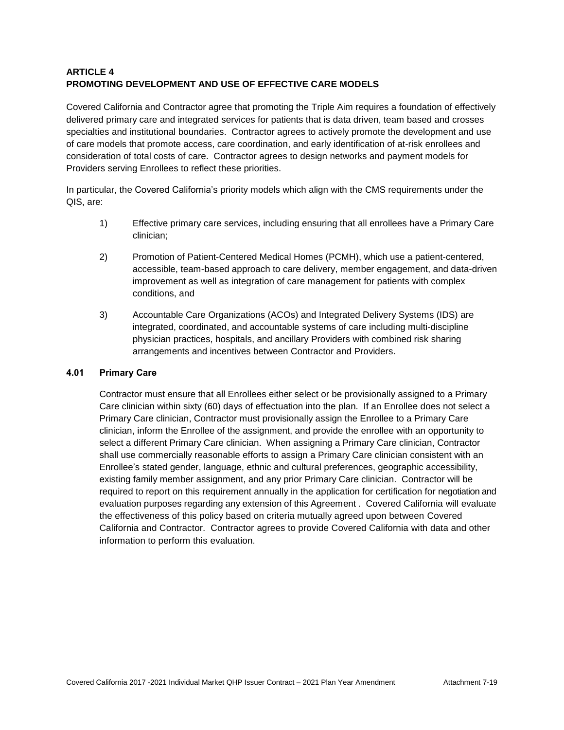## ARTICLE 4
## PROMOTING DEVELOPMENT AND USE OF EFFECTIVE CARE MODELS

Covered California and Contractor agree that promoting the Triple Aim requires a foundation of effectively delivered primary care and integrated services for patients that is data driven, team based and crosses specialties and institutional boundaries. Contractor agrees to actively promote the development and use of care models that promote access, care coordination, and early identification of at-risk enrollees and consideration of total costs of care. Contractor agrees to design networks and payment models for Providers serving Enrollees to reflect these priorities.

In particular, the Covered California's priority models which align with the CMS requirements under the QIS, are:

1) Effective primary care services, including ensuring that all enrollees have a Primary Care clinician;

2) Promotion of Patient-Centered Medical Homes (PCMH), which use a patient-centered, accessible, team-based approach to care delivery, member engagement, and data-driven improvement as well as integration of care management for patients with complex conditions, and

3) Accountable Care Organizations (ACOs) and Integrated Delivery Systems (IDS) are integrated, coordinated, and accountable systems of care including multi-discipline physician practices, hospitals, and ancillary Providers with combined risk sharing arrangements and incentives between Contractor and Providers.

### 4.01 Primary Care

Contractor must ensure that all Enrollees either select or be provisionally assigned to a Primary Care clinician within sixty (60) days of effectuation into the plan. If an Enrollee does not select a Primary Care clinician, Contractor must provisionally assign the Enrollee to a Primary Care clinician, inform the Enrollee of the assignment, and provide the enrollee with an opportunity to select a different Primary Care clinician. When assigning a Primary Care clinician, Contractor shall use commercially reasonable efforts to assign a Primary Care clinician consistent with an Enrollee's stated gender, language, ethnic and cultural preferences, geographic accessibility, existing family member assignment, and any prior Primary Care clinician. Contractor will be required to report on this requirement annually in the application for certification for negotiation and evaluation purposes regarding any extension of this Agreement . Covered California will evaluate the effectiveness of this policy based on criteria mutually agreed upon between Covered California and Contractor. Contractor agrees to provide Covered California with data and other information to perform this evaluation.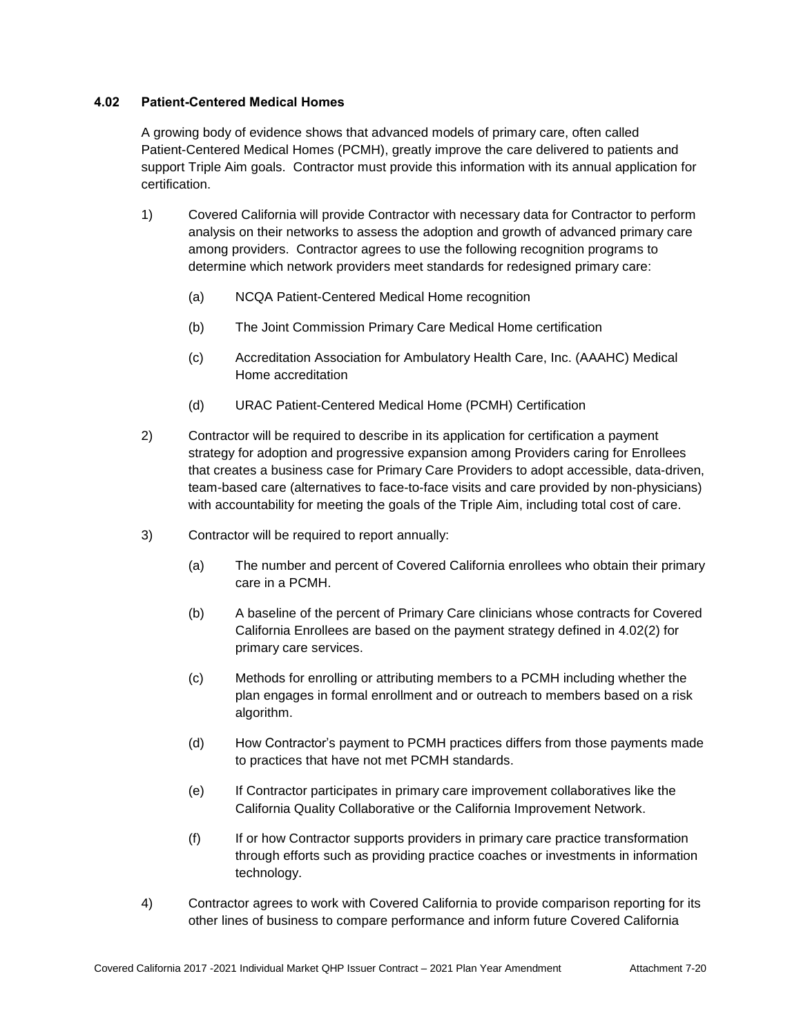### 4.02 Patient-Centered Medical Homes

A growing body of evidence shows that advanced models of primary care, often called Patient-Centered Medical Homes (PCMH), greatly improve the care delivered to patients and support Triple Aim goals. Contractor must provide this information with its annual application for certification.

1) Covered California will provide Contractor with necessary data for Contractor to perform analysis on their networks to assess the adoption and growth of advanced primary care among providers. Contractor agrees to use the following recognition programs to determine which network providers meet standards for redesigned primary care:

   (a) NCQA Patient-Centered Medical Home recognition

   (b) The Joint Commission Primary Care Medical Home certification

   (c) Accreditation Association for Ambulatory Health Care, Inc. (AAAHC) Medical Home accreditation

   (d) URAC Patient-Centered Medical Home (PCMH) Certification

2) Contractor will be required to describe in its application for certification a payment strategy for adoption and progressive expansion among Providers caring for Enrollees that creates a business case for Primary Care Providers to adopt accessible, data-driven, team-based care (alternatives to face-to-face visits and care provided by non-physicians) with accountability for meeting the goals of the Triple Aim, including total cost of care.

3) Contractor will be required to report annually:

   (a) The number and percent of Covered California enrollees who obtain their primary care in a PCMH.

   (b) A baseline of the percent of Primary Care clinicians whose contracts for Covered California Enrollees are based on the payment strategy defined in 4.02(2) for primary care services.

   (c) Methods for enrolling or attributing members to a PCMH including whether the plan engages in formal enrollment and or outreach to members based on a risk algorithm.

   (d) How Contractor's payment to PCMH practices differs from those payments made to practices that have not met PCMH standards.

   (e) If Contractor participates in primary care improvement collaboratives like the California Quality Collaborative or the California Improvement Network.

   (f) If or how Contractor supports providers in primary care practice transformation through efforts such as providing practice coaches or investments in information technology.

4) Contractor agrees to work with Covered California to provide comparison reporting for its other lines of business to compare performance and inform future Covered California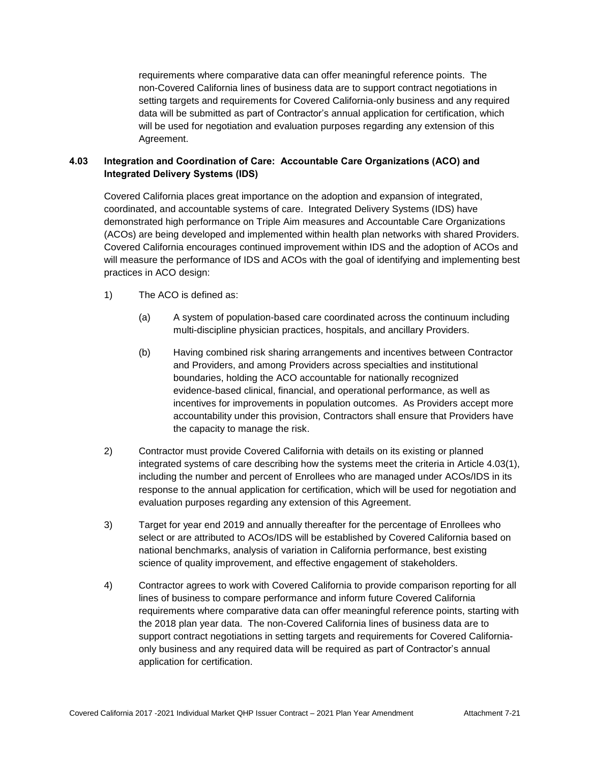requirements where comparative data can offer meaningful reference points. The non-Covered California lines of business data are to support contract negotiations in setting targets and requirements for Covered California-only business and any required data will be submitted as part of Contractor's annual application for certification, which will be used for negotiation and evaluation purposes regarding any extension of this Agreement.

**4.03 Integration and Coordination of Care: Accountable Care Organizations (ACO) and Integrated Delivery Systems (IDS)**

Covered California places great importance on the adoption and expansion of integrated, coordinated, and accountable systems of care. Integrated Delivery Systems (IDS) have demonstrated high performance on Triple Aim measures and Accountable Care Organizations (ACOs) are being developed and implemented within health plan networks with shared Providers. Covered California encourages continued improvement within IDS and the adoption of ACOs and will measure the performance of IDS and ACOs with the goal of identifying and implementing best practices in ACO design:

1) The ACO is defined as:

   (a) A system of population-based care coordinated across the continuum including multi-discipline physician practices, hospitals, and ancillary Providers.

   (b) Having combined risk sharing arrangements and incentives between Contractor and Providers, and among Providers across specialties and institutional boundaries, holding the ACO accountable for nationally recognized evidence-based clinical, financial, and operational performance, as well as incentives for improvements in population outcomes. As Providers accept more accountability under this provision, Contractors shall ensure that Providers have the capacity to manage the risk.

2) Contractor must provide Covered California with details on its existing or planned integrated systems of care describing how the systems meet the criteria in Article 4.03(1), including the number and percent of Enrollees who are managed under ACOs/IDS in its response to the annual application for certification, which will be used for negotiation and evaluation purposes regarding any extension of this Agreement.

3) Target for year end 2019 and annually thereafter for the percentage of Enrollees who select or are attributed to ACOs/IDS will be established by Covered California based on national benchmarks, analysis of variation in California performance, best existing science of quality improvement, and effective engagement of stakeholders.

4) Contractor agrees to work with Covered California to provide comparison reporting for all lines of business to compare performance and inform future Covered California requirements where comparative data can offer meaningful reference points, starting with the 2018 plan year data. The non-Covered California lines of business data are to support contract negotiations in setting targets and requirements for Covered California-only business and any required data will be required as part of Contractor's annual application for certification.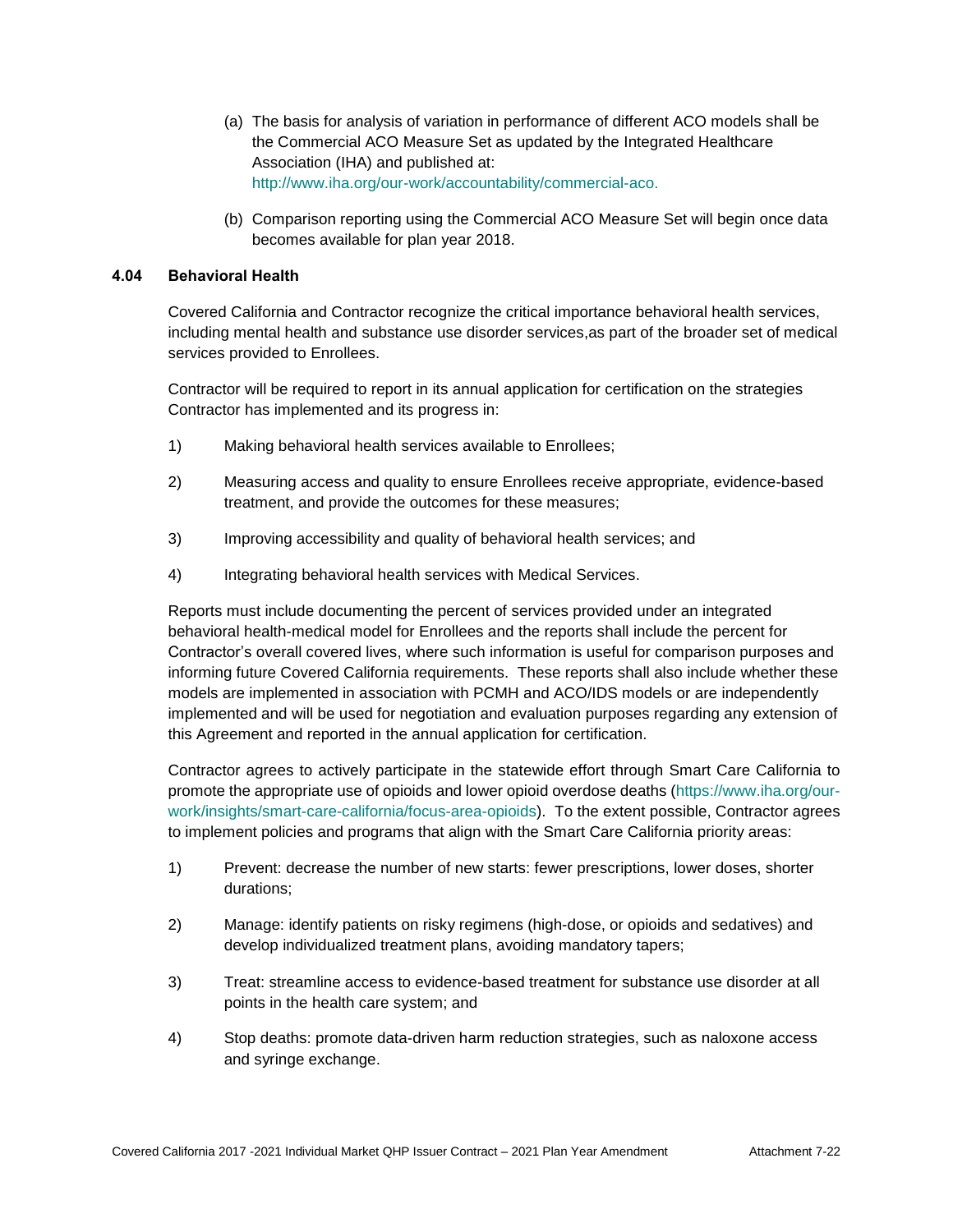(a) The basis for analysis of variation in performance of different ACO models shall be the Commercial ACO Measure Set as updated by the Integrated Healthcare Association (IHA) and published at: http://www.iha.org/our-work/accountability/commercial-aco.

(b) Comparison reporting using the Commercial ACO Measure Set will begin once data becomes available for plan year 2018.

### 4.04 Behavioral Health

Covered California and Contractor recognize the critical importance behavioral health services, including mental health and substance use disorder services,as part of the broader set of medical services provided to Enrollees.

Contractor will be required to report in its annual application for certification on the strategies Contractor has implemented and its progress in:

1) Making behavioral health services available to Enrollees;

2) Measuring access and quality to ensure Enrollees receive appropriate, evidence-based treatment, and provide the outcomes for these measures;

3) Improving accessibility and quality of behavioral health services; and

4) Integrating behavioral health services with Medical Services.

Reports must include documenting the percent of services provided under an integrated behavioral health-medical model for Enrollees and the reports shall include the percent for Contractor's overall covered lives, where such information is useful for comparison purposes and informing future Covered California requirements. These reports shall also include whether these models are implemented in association with PCMH and ACO/IDS models or are independently implemented and will be used for negotiation and evaluation purposes regarding any extension of this Agreement and reported in the annual application for certification.

Contractor agrees to actively participate in the statewide effort through Smart Care California to promote the appropriate use of opioids and lower opioid overdose deaths (https://www.iha.org/our-work/insights/smart-care-california/focus-area-opioids). To the extent possible, Contractor agrees to implement policies and programs that align with the Smart Care California priority areas:

1) Prevent: decrease the number of new starts: fewer prescriptions, lower doses, shorter durations;

2) Manage: identify patients on risky regimens (high-dose, or opioids and sedatives) and develop individualized treatment plans, avoiding mandatory tapers;

3) Treat: streamline access to evidence-based treatment for substance use disorder at all points in the health care system; and

4) Stop deaths: promote data-driven harm reduction strategies, such as naloxone access and syringe exchange.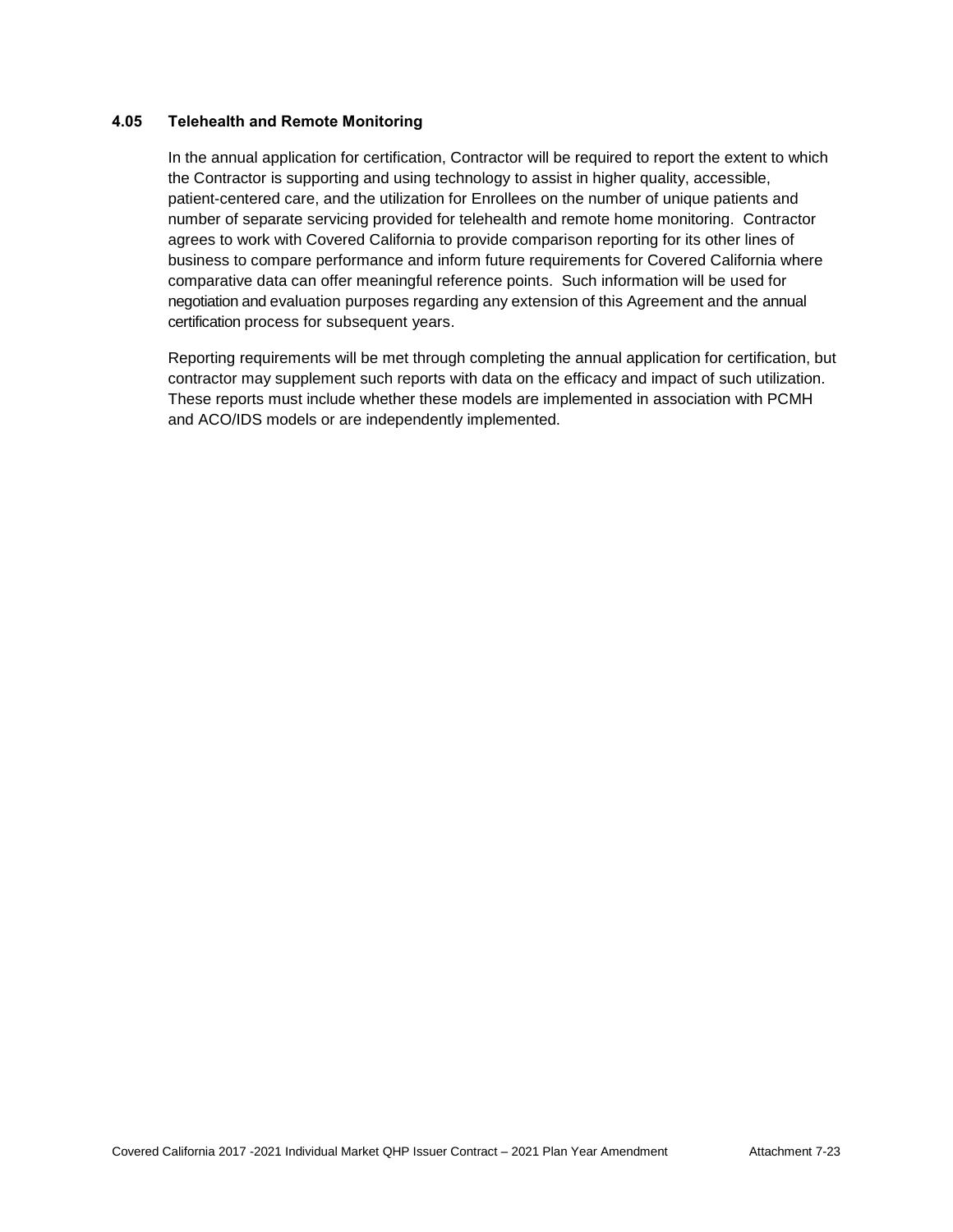### 4.05 Telehealth and Remote Monitoring

In the annual application for certification, Contractor will be required to report the extent to which the Contractor is supporting and using technology to assist in higher quality, accessible, patient-centered care, and the utilization for Enrollees on the number of unique patients and number of separate servicing provided for telehealth and remote home monitoring. Contractor agrees to work with Covered California to provide comparison reporting for its other lines of business to compare performance and inform future requirements for Covered California where comparative data can offer meaningful reference points. Such information will be used for negotiation and evaluation purposes regarding any extension of this Agreement and the annual certification process for subsequent years.

Reporting requirements will be met through completing the annual application for certification, but contractor may supplement such reports with data on the efficacy and impact of such utilization. These reports must include whether these models are implemented in association with PCMH and ACO/IDS models or are independently implemented.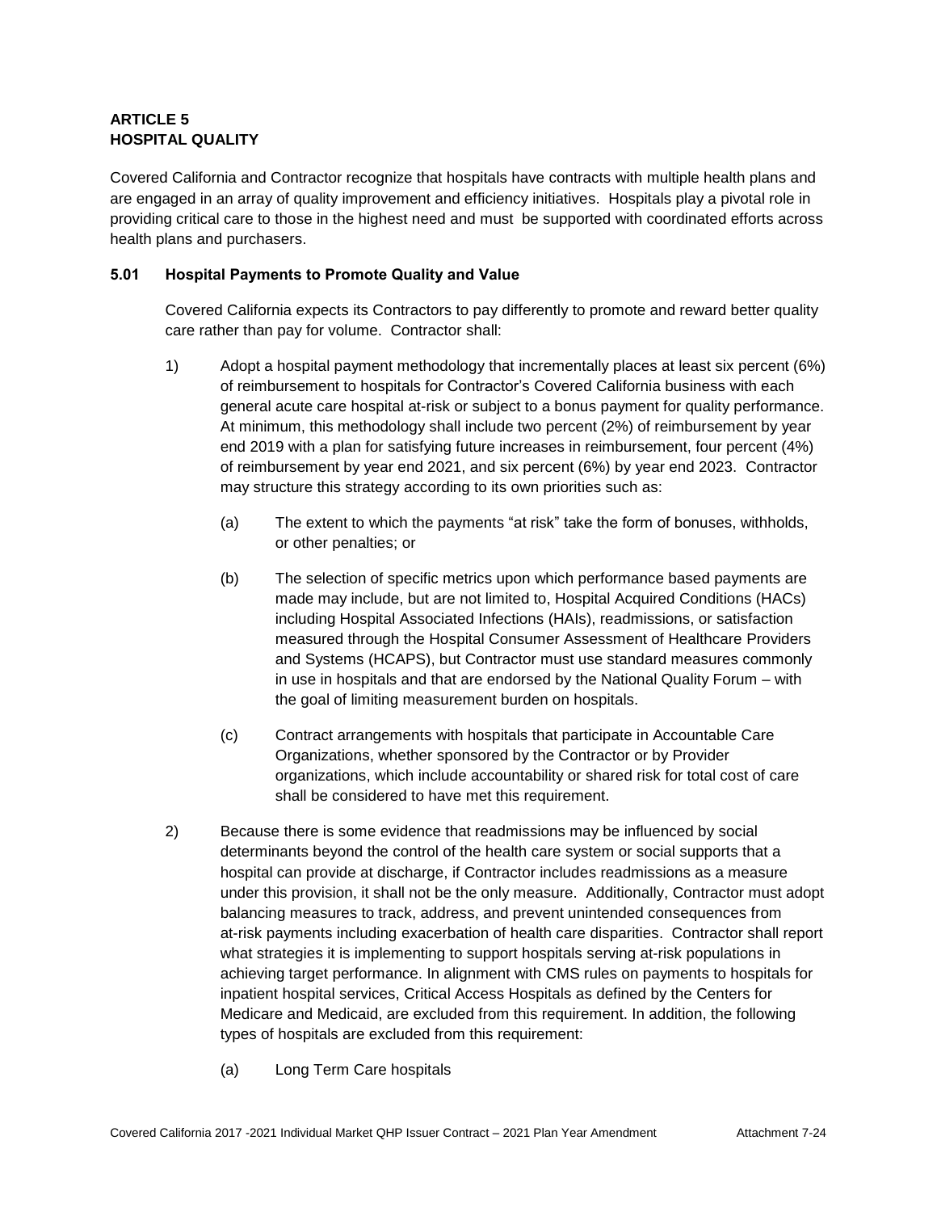**ARTICLE 5**
**HOSPITAL QUALITY**

Covered California and Contractor recognize that hospitals have contracts with multiple health plans and are engaged in an array of quality improvement and efficiency initiatives. Hospitals play a pivotal role in providing critical care to those in the highest need and must be supported with coordinated efforts across health plans and purchasers.

**5.01 Hospital Payments to Promote Quality and Value**

Covered California expects its Contractors to pay differently to promote and reward better quality care rather than pay for volume. Contractor shall:

1) Adopt a hospital payment methodology that incrementally places at least six percent (6%) of reimbursement to hospitals for Contractor's Covered California business with each general acute care hospital at-risk or subject to a bonus payment for quality performance. At minimum, this methodology shall include two percent (2%) of reimbursement by year end 2019 with a plan for satisfying future increases in reimbursement, four percent (4%) of reimbursement by year end 2021, and six percent (6%) by year end 2023. Contractor may structure this strategy according to its own priorities such as:

   (a) The extent to which the payments "at risk" take the form of bonuses, withholds, or other penalties; or

   (b) The selection of specific metrics upon which performance based payments are made may include, but are not limited to, Hospital Acquired Conditions (HACs) including Hospital Associated Infections (HAIs), readmissions, or satisfaction measured through the Hospital Consumer Assessment of Healthcare Providers and Systems (HCAPS), but Contractor must use standard measures commonly in use in hospitals and that are endorsed by the National Quality Forum – with the goal of limiting measurement burden on hospitals.

   (c) Contract arrangements with hospitals that participate in Accountable Care Organizations, whether sponsored by the Contractor or by Provider organizations, which include accountability or shared risk for total cost of care shall be considered to have met this requirement.

2) Because there is some evidence that readmissions may be influenced by social determinants beyond the control of the health care system or social supports that a hospital can provide at discharge, if Contractor includes readmissions as a measure under this provision, it shall not be the only measure. Additionally, Contractor must adopt balancing measures to track, address, and prevent unintended consequences from at-risk payments including exacerbation of health care disparities. Contractor shall report what strategies it is implementing to support hospitals serving at-risk populations in achieving target performance. In alignment with CMS rules on payments to hospitals for inpatient hospital services, Critical Access Hospitals as defined by the Centers for Medicare and Medicaid, are excluded from this requirement. In addition, the following types of hospitals are excluded from this requirement:

   (a) Long Term Care hospitals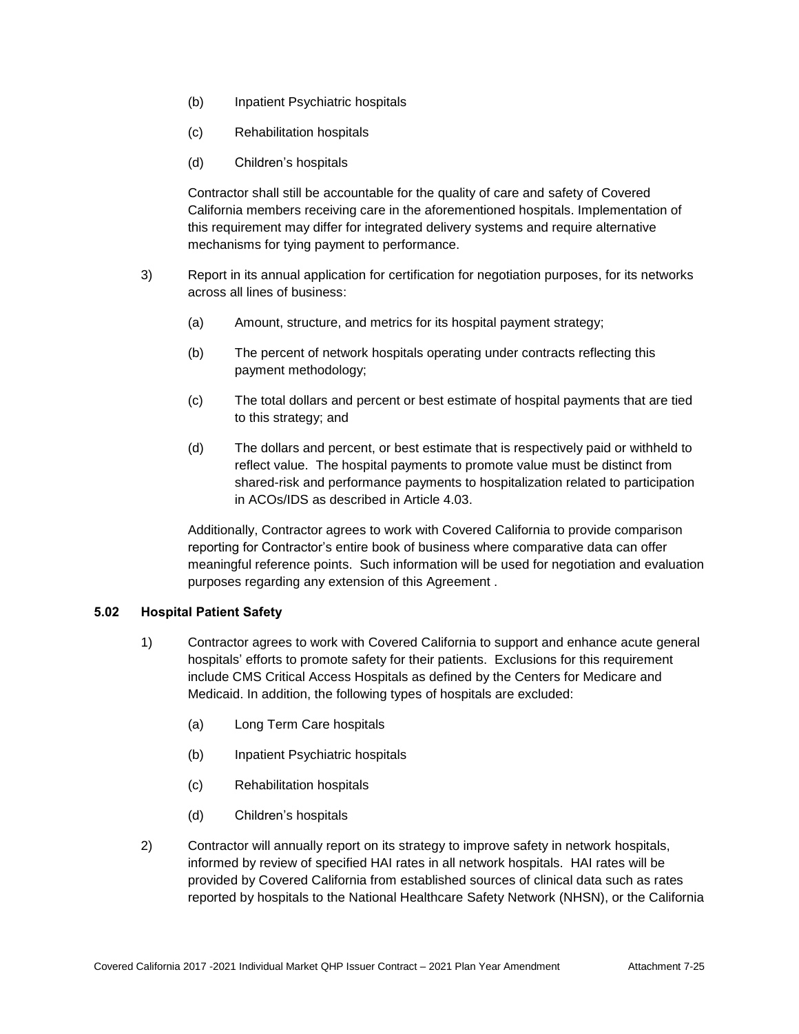(b) Inpatient Psychiatric hospitals

(c) Rehabilitation hospitals

(d) Children's hospitals

Contractor shall still be accountable for the quality of care and safety of Covered California members receiving care in the aforementioned hospitals. Implementation of this requirement may differ for integrated delivery systems and require alternative mechanisms for tying payment to performance.

3) Report in its annual application for certification for negotiation purposes, for its networks across all lines of business:

(a) Amount, structure, and metrics for its hospital payment strategy;

(b) The percent of network hospitals operating under contracts reflecting this payment methodology;

(c) The total dollars and percent or best estimate of hospital payments that are tied to this strategy; and

(d) The dollars and percent, or best estimate that is respectively paid or withheld to reflect value. The hospital payments to promote value must be distinct from shared-risk and performance payments to hospitalization related to participation in ACOs/IDS as described in Article 4.03.

Additionally, Contractor agrees to work with Covered California to provide comparison reporting for Contractor's entire book of business where comparative data can offer meaningful reference points. Such information will be used for negotiation and evaluation purposes regarding any extension of this Agreement .

**5.02 Hospital Patient Safety**

1) Contractor agrees to work with Covered California to support and enhance acute general hospitals' efforts to promote safety for their patients. Exclusions for this requirement include CMS Critical Access Hospitals as defined by the Centers for Medicare and Medicaid. In addition, the following types of hospitals are excluded:

(a) Long Term Care hospitals

(b) Inpatient Psychiatric hospitals

(c) Rehabilitation hospitals

(d) Children's hospitals

2) Contractor will annually report on its strategy to improve safety in network hospitals, informed by review of specified HAI rates in all network hospitals. HAI rates will be provided by Covered California from established sources of clinical data such as rates reported by hospitals to the National Healthcare Safety Network (NHSN), or the California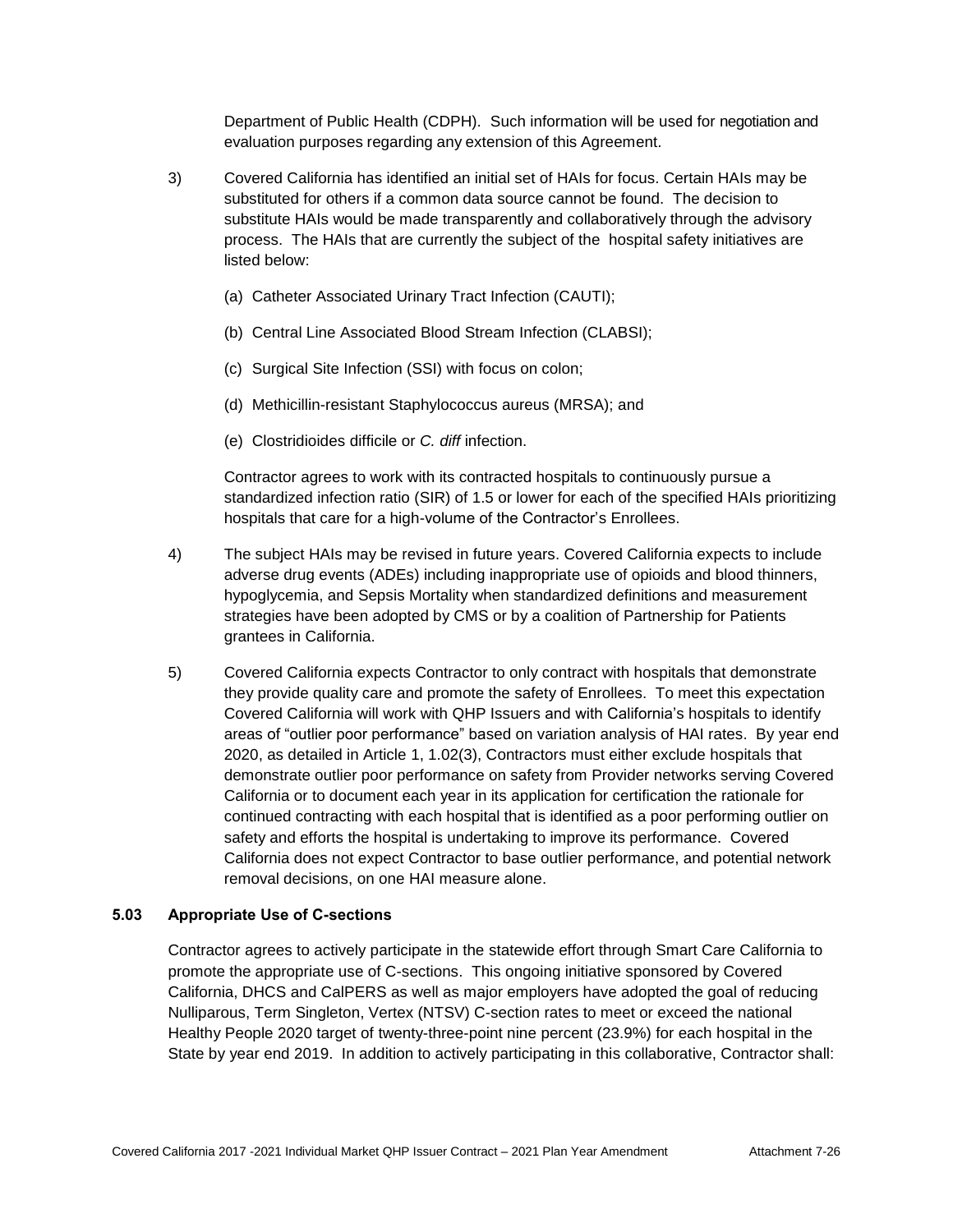Department of Public Health (CDPH). Such information will be used for negotiation and evaluation purposes regarding any extension of this Agreement.

3) Covered California has identified an initial set of HAIs for focus. Certain HAIs may be substituted for others if a common data source cannot be found. The decision to substitute HAIs would be made transparently and collaboratively through the advisory process. The HAIs that are currently the subject of the hospital safety initiatives are listed below:

   (a) Catheter Associated Urinary Tract Infection (CAUTI);

   (b) Central Line Associated Blood Stream Infection (CLABSI);

   (c) Surgical Site Infection (SSI) with focus on colon;

   (d) Methicillin-resistant Staphylococcus aureus (MRSA); and

   (e) Clostridioides difficile or *C. diff* infection.

   Contractor agrees to work with its contracted hospitals to continuously pursue a standardized infection ratio (SIR) of 1.5 or lower for each of the specified HAIs prioritizing hospitals that care for a high-volume of the Contractor's Enrollees.

4) The subject HAIs may be revised in future years. Covered California expects to include adverse drug events (ADEs) including inappropriate use of opioids and blood thinners, hypoglycemia, and Sepsis Mortality when standardized definitions and measurement strategies have been adopted by CMS or by a coalition of Partnership for Patients grantees in California.

5) Covered California expects Contractor to only contract with hospitals that demonstrate they provide quality care and promote the safety of Enrollees. To meet this expectation Covered California will work with QHP Issuers and with California's hospitals to identify areas of "outlier poor performance" based on variation analysis of HAI rates. By year end 2020, as detailed in Article 1, 1.02(3), Contractors must either exclude hospitals that demonstrate outlier poor performance on safety from Provider networks serving Covered California or to document each year in its application for certification the rationale for continued contracting with each hospital that is identified as a poor performing outlier on safety and efforts the hospital is undertaking to improve its performance. Covered California does not expect Contractor to base outlier performance, and potential network removal decisions, on one HAI measure alone.

### 5.03 Appropriate Use of C-sections

Contractor agrees to actively participate in the statewide effort through Smart Care California to promote the appropriate use of C-sections. This ongoing initiative sponsored by Covered California, DHCS and CalPERS as well as major employers have adopted the goal of reducing Nulliparous, Term Singleton, Vertex (NTSV) C-section rates to meet or exceed the national Healthy People 2020 target of twenty-three-point nine percent (23.9%) for each hospital in the State by year end 2019. In addition to actively participating in this collaborative, Contractor shall: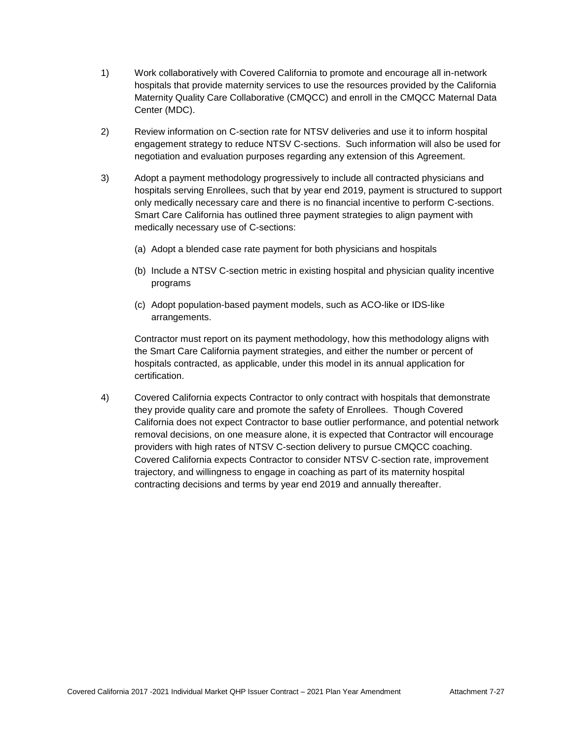1) Work collaboratively with Covered California to promote and encourage all in-network hospitals that provide maternity services to use the resources provided by the California Maternity Quality Care Collaborative (CMQCC) and enroll in the CMQCC Maternal Data Center (MDC).

2) Review information on C-section rate for NTSV deliveries and use it to inform hospital engagement strategy to reduce NTSV C-sections. Such information will also be used for negotiation and evaluation purposes regarding any extension of this Agreement.

3) Adopt a payment methodology progressively to include all contracted physicians and hospitals serving Enrollees, such that by year end 2019, payment is structured to support only medically necessary care and there is no financial incentive to perform C-sections. Smart Care California has outlined three payment strategies to align payment with medically necessary use of C-sections:

   (a) Adopt a blended case rate payment for both physicians and hospitals

   (b) Include a NTSV C-section metric in existing hospital and physician quality incentive programs

   (c) Adopt population-based payment models, such as ACO-like or IDS-like arrangements.

   Contractor must report on its payment methodology, how this methodology aligns with the Smart Care California payment strategies, and either the number or percent of hospitals contracted, as applicable, under this model in its annual application for certification.

4) Covered California expects Contractor to only contract with hospitals that demonstrate they provide quality care and promote the safety of Enrollees. Though Covered California does not expect Contractor to base outlier performance, and potential network removal decisions, on one measure alone, it is expected that Contractor will encourage providers with high rates of NTSV C-section delivery to pursue CMQCC coaching. Covered California expects Contractor to consider NTSV C-section rate, improvement trajectory, and willingness to engage in coaching as part of its maternity hospital contracting decisions and terms by year end 2019 and annually thereafter.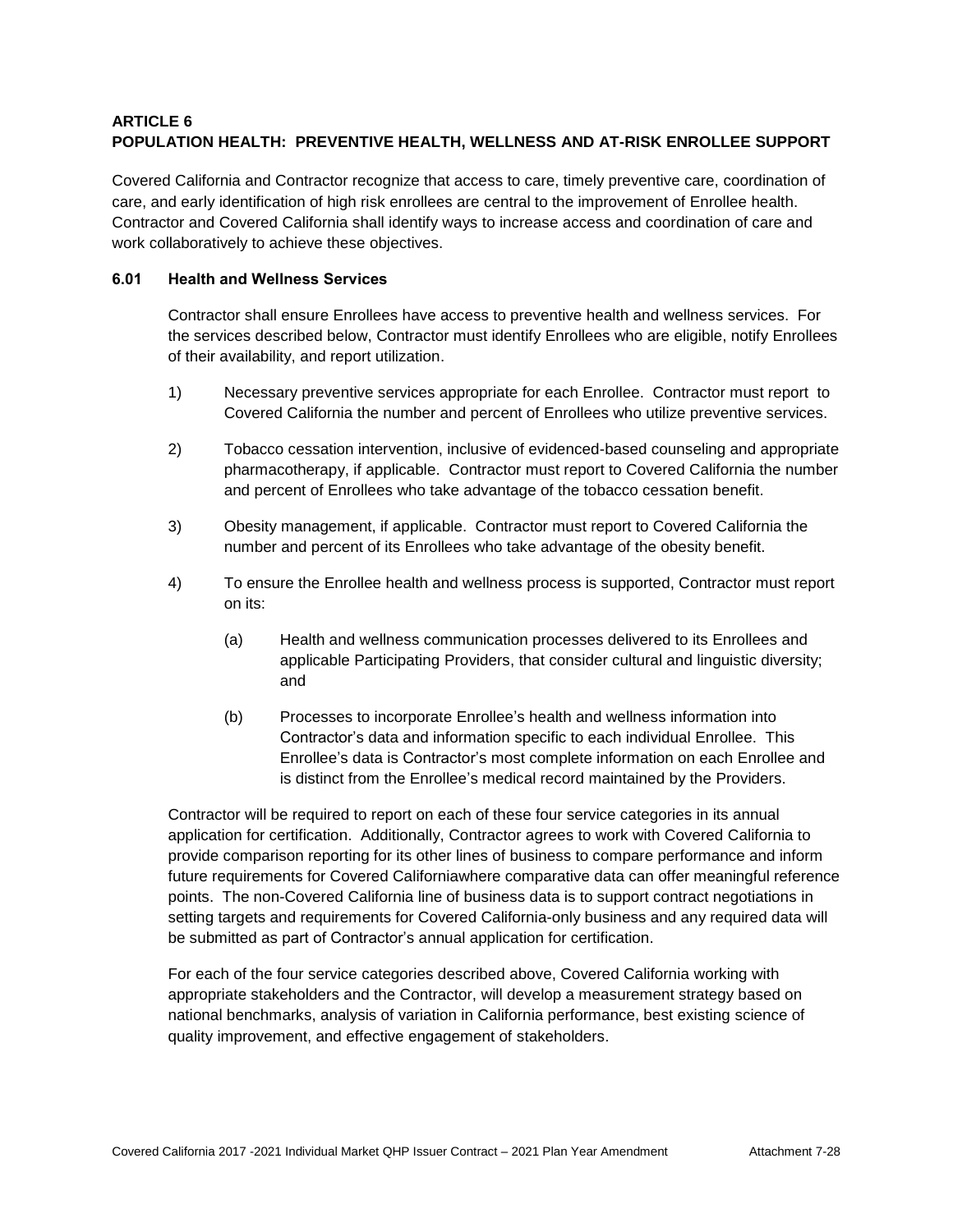## ARTICLE 6
## POPULATION HEALTH: PREVENTIVE HEALTH, WELLNESS AND AT-RISK ENROLLEE SUPPORT

Covered California and Contractor recognize that access to care, timely preventive care, coordination of care, and early identification of high risk enrollees are central to the improvement of Enrollee health. Contractor and Covered California shall identify ways to increase access and coordination of care and work collaboratively to achieve these objectives.

### 6.01 Health and Wellness Services

Contractor shall ensure Enrollees have access to preventive health and wellness services. For the services described below, Contractor must identify Enrollees who are eligible, notify Enrollees of their availability, and report utilization.

1) Necessary preventive services appropriate for each Enrollee. Contractor must report to Covered California the number and percent of Enrollees who utilize preventive services.

2) Tobacco cessation intervention, inclusive of evidenced-based counseling and appropriate pharmacotherapy, if applicable. Contractor must report to Covered California the number and percent of Enrollees who take advantage of the tobacco cessation benefit.

3) Obesity management, if applicable. Contractor must report to Covered California the number and percent of its Enrollees who take advantage of the obesity benefit.

4) To ensure the Enrollee health and wellness process is supported, Contractor must report on its:

   (a) Health and wellness communication processes delivered to its Enrollees and applicable Participating Providers, that consider cultural and linguistic diversity; and

   (b) Processes to incorporate Enrollee's health and wellness information into Contractor's data and information specific to each individual Enrollee. This Enrollee's data is Contractor's most complete information on each Enrollee and is distinct from the Enrollee's medical record maintained by the Providers.

Contractor will be required to report on each of these four service categories in its annual application for certification. Additionally, Contractor agrees to work with Covered California to provide comparison reporting for its other lines of business to compare performance and inform future requirements for Covered Californiawhere comparative data can offer meaningful reference points. The non-Covered California line of business data is to support contract negotiations in setting targets and requirements for Covered California-only business and any required data will be submitted as part of Contractor's annual application for certification.

For each of the four service categories described above, Covered California working with appropriate stakeholders and the Contractor, will develop a measurement strategy based on national benchmarks, analysis of variation in California performance, best existing science of quality improvement, and effective engagement of stakeholders.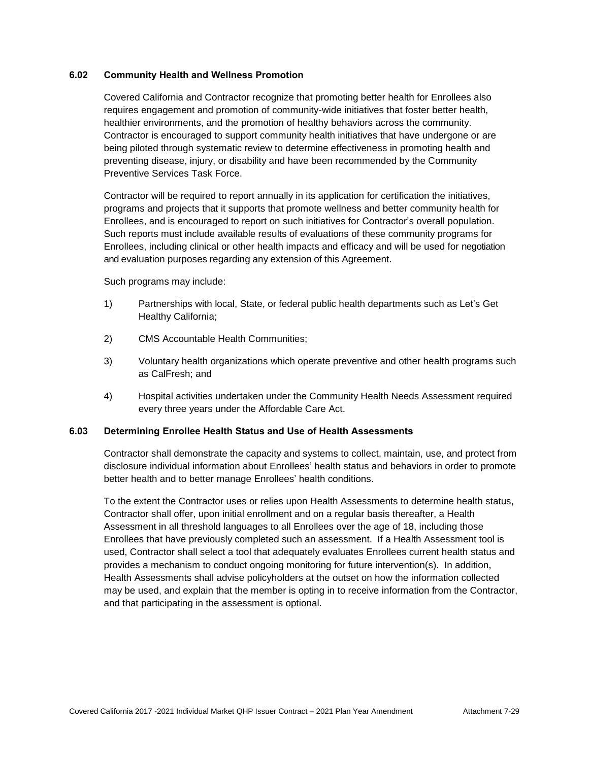### 6.02 Community Health and Wellness Promotion

Covered California and Contractor recognize that promoting better health for Enrollees also requires engagement and promotion of community-wide initiatives that foster better health, healthier environments, and the promotion of healthy behaviors across the community. Contractor is encouraged to support community health initiatives that have undergone or are being piloted through systematic review to determine effectiveness in promoting health and preventing disease, injury, or disability and have been recommended by the Community Preventive Services Task Force.

Contractor will be required to report annually in its application for certification the initiatives, programs and projects that it supports that promote wellness and better community health for Enrollees, and is encouraged to report on such initiatives for Contractor's overall population. Such reports must include available results of evaluations of these community programs for Enrollees, including clinical or other health impacts and efficacy and will be used for negotiation and evaluation purposes regarding any extension of this Agreement.

Such programs may include:

1) Partnerships with local, State, or federal public health departments such as Let's Get Healthy California;

2) CMS Accountable Health Communities;

3) Voluntary health organizations which operate preventive and other health programs such as CalFresh; and

4) Hospital activities undertaken under the Community Health Needs Assessment required every three years under the Affordable Care Act.

### 6.03 Determining Enrollee Health Status and Use of Health Assessments

Contractor shall demonstrate the capacity and systems to collect, maintain, use, and protect from disclosure individual information about Enrollees' health status and behaviors in order to promote better health and to better manage Enrollees' health conditions.

To the extent the Contractor uses or relies upon Health Assessments to determine health status, Contractor shall offer, upon initial enrollment and on a regular basis thereafter, a Health Assessment in all threshold languages to all Enrollees over the age of 18, including those Enrollees that have previously completed such an assessment. If a Health Assessment tool is used, Contractor shall select a tool that adequately evaluates Enrollees current health status and provides a mechanism to conduct ongoing monitoring for future intervention(s). In addition, Health Assessments shall advise policyholders at the outset on how the information collected may be used, and explain that the member is opting in to receive information from the Contractor, and that participating in the assessment is optional.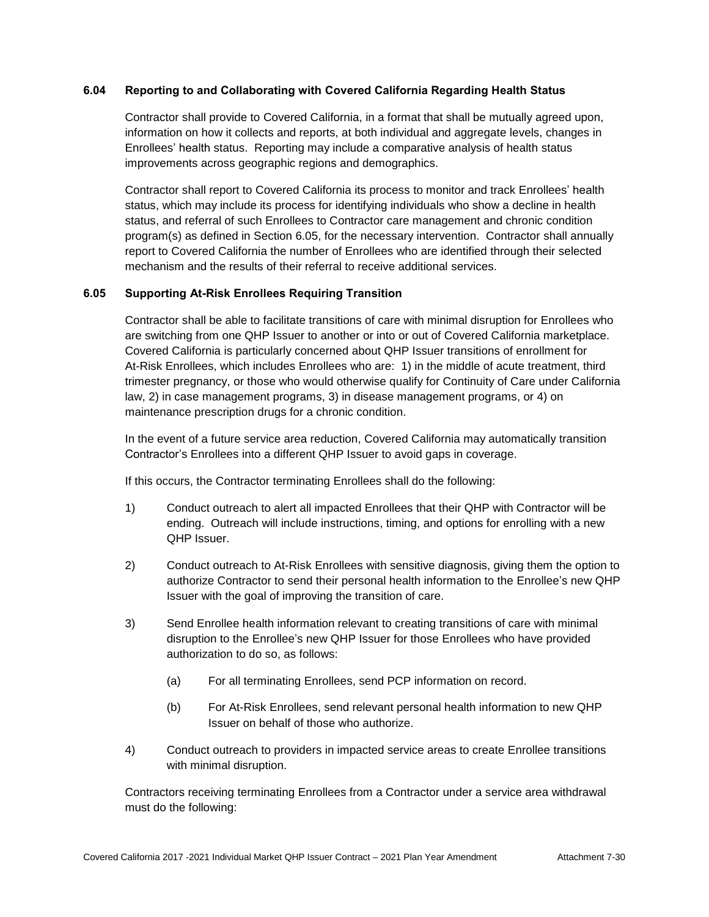### 6.04 Reporting to and Collaborating with Covered California Regarding Health Status

Contractor shall provide to Covered California, in a format that shall be mutually agreed upon, information on how it collects and reports, at both individual and aggregate levels, changes in Enrollees' health status. Reporting may include a comparative analysis of health status improvements across geographic regions and demographics.

Contractor shall report to Covered California its process to monitor and track Enrollees' health status, which may include its process for identifying individuals who show a decline in health status, and referral of such Enrollees to Contractor care management and chronic condition program(s) as defined in Section 6.05, for the necessary intervention. Contractor shall annually report to Covered California the number of Enrollees who are identified through their selected mechanism and the results of their referral to receive additional services.

### 6.05 Supporting At-Risk Enrollees Requiring Transition

Contractor shall be able to facilitate transitions of care with minimal disruption for Enrollees who are switching from one QHP Issuer to another or into or out of Covered California marketplace. Covered California is particularly concerned about QHP Issuer transitions of enrollment for At-Risk Enrollees, which includes Enrollees who are: 1) in the middle of acute treatment, third trimester pregnancy, or those who would otherwise qualify for Continuity of Care under California law, 2) in case management programs, 3) in disease management programs, or 4) on maintenance prescription drugs for a chronic condition.

In the event of a future service area reduction, Covered California may automatically transition Contractor's Enrollees into a different QHP Issuer to avoid gaps in coverage.

If this occurs, the Contractor terminating Enrollees shall do the following:

1) Conduct outreach to alert all impacted Enrollees that their QHP with Contractor will be ending. Outreach will include instructions, timing, and options for enrolling with a new QHP Issuer.

2) Conduct outreach to At-Risk Enrollees with sensitive diagnosis, giving them the option to authorize Contractor to send their personal health information to the Enrollee's new QHP Issuer with the goal of improving the transition of care.

3) Send Enrollee health information relevant to creating transitions of care with minimal disruption to the Enrollee's new QHP Issuer for those Enrollees who have provided authorization to do so, as follows:

    (a) For all terminating Enrollees, send PCP information on record.

    (b) For At-Risk Enrollees, send relevant personal health information to new QHP Issuer on behalf of those who authorize.

4) Conduct outreach to providers in impacted service areas to create Enrollee transitions with minimal disruption.

Contractors receiving terminating Enrollees from a Contractor under a service area withdrawal must do the following: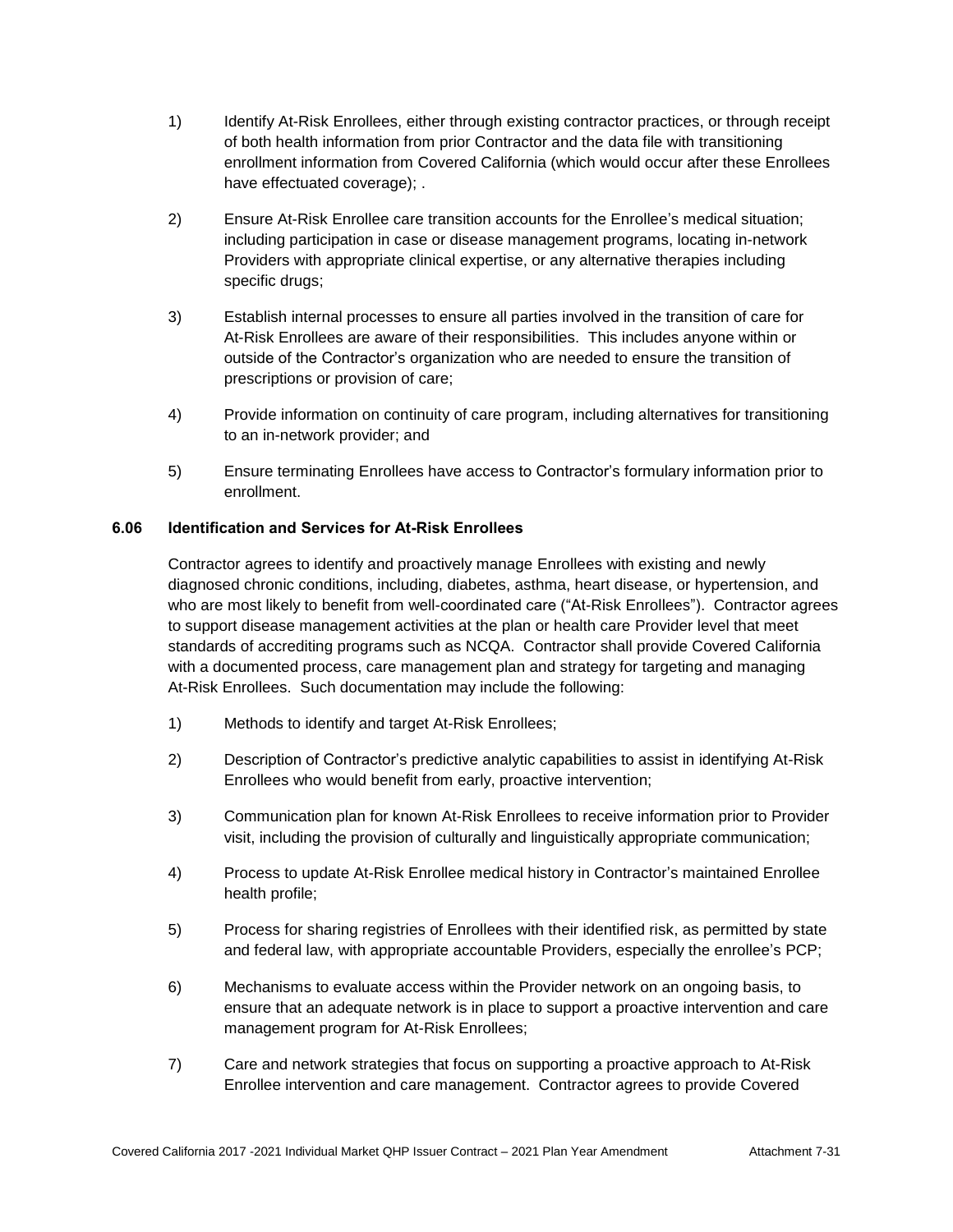1) Identify At-Risk Enrollees, either through existing contractor practices, or through receipt of both health information from prior Contractor and the data file with transitioning enrollment information from Covered California (which would occur after these Enrollees have effectuated coverage); .

2) Ensure At-Risk Enrollee care transition accounts for the Enrollee's medical situation; including participation in case or disease management programs, locating in-network Providers with appropriate clinical expertise, or any alternative therapies including specific drugs;

3) Establish internal processes to ensure all parties involved in the transition of care for At-Risk Enrollees are aware of their responsibilities. This includes anyone within or outside of the Contractor's organization who are needed to ensure the transition of prescriptions or provision of care;

4) Provide information on continuity of care program, including alternatives for transitioning to an in-network provider; and

5) Ensure terminating Enrollees have access to Contractor's formulary information prior to enrollment.

### 6.06 Identification and Services for At-Risk Enrollees

Contractor agrees to identify and proactively manage Enrollees with existing and newly diagnosed chronic conditions, including, diabetes, asthma, heart disease, or hypertension, and who are most likely to benefit from well-coordinated care ("At-Risk Enrollees"). Contractor agrees to support disease management activities at the plan or health care Provider level that meet standards of accrediting programs such as NCQA. Contractor shall provide Covered California with a documented process, care management plan and strategy for targeting and managing At-Risk Enrollees. Such documentation may include the following:

1) Methods to identify and target At-Risk Enrollees;

2) Description of Contractor's predictive analytic capabilities to assist in identifying At-Risk Enrollees who would benefit from early, proactive intervention;

3) Communication plan for known At-Risk Enrollees to receive information prior to Provider visit, including the provision of culturally and linguistically appropriate communication;

4) Process to update At-Risk Enrollee medical history in Contractor's maintained Enrollee health profile;

5) Process for sharing registries of Enrollees with their identified risk, as permitted by state and federal law, with appropriate accountable Providers, especially the enrollee's PCP;

6) Mechanisms to evaluate access within the Provider network on an ongoing basis, to ensure that an adequate network is in place to support a proactive intervention and care management program for At-Risk Enrollees;

7) Care and network strategies that focus on supporting a proactive approach to At-Risk Enrollee intervention and care management. Contractor agrees to provide Covered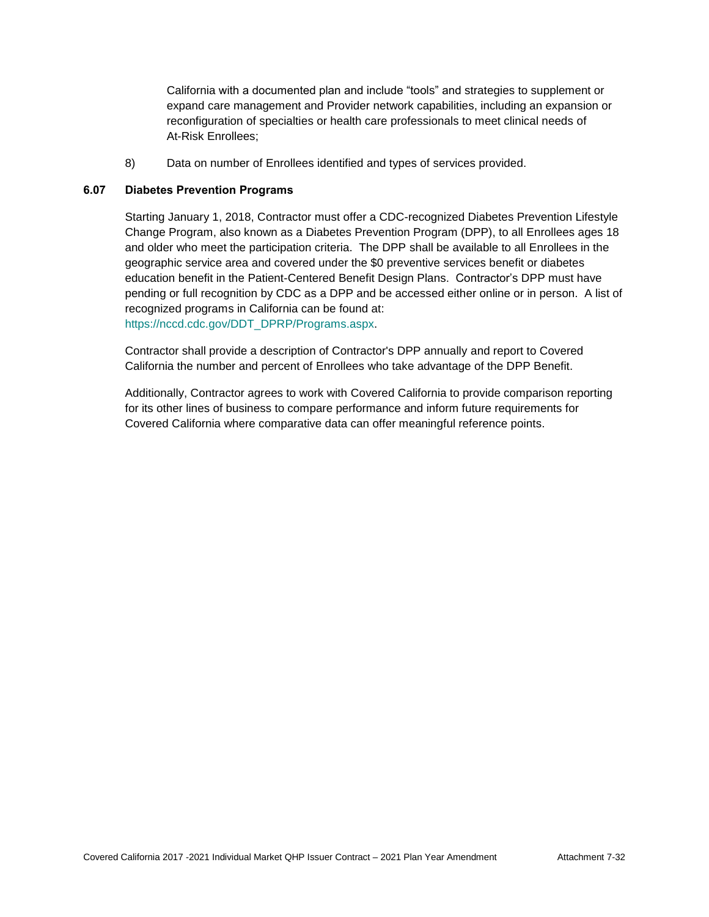California with a documented plan and include "tools" and strategies to supplement or expand care management and Provider network capabilities, including an expansion or reconfiguration of specialties or health care professionals to meet clinical needs of At-Risk Enrollees;

8) Data on number of Enrollees identified and types of services provided.

### 6.07 Diabetes Prevention Programs

Starting January 1, 2018, Contractor must offer a CDC-recognized Diabetes Prevention Lifestyle Change Program, also known as a Diabetes Prevention Program (DPP), to all Enrollees ages 18 and older who meet the participation criteria. The DPP shall be available to all Enrollees in the geographic service area and covered under the $0 preventive services benefit or diabetes education benefit in the Patient-Centered Benefit Design Plans. Contractor's DPP must have pending or full recognition by CDC as a DPP and be accessed either online or in person. A list of recognized programs in California can be found at: https://nccd.cdc.gov/DDT_DPRP/Programs.aspx.

Contractor shall provide a description of Contractor's DPP annually and report to Covered California the number and percent of Enrollees who take advantage of the DPP Benefit.

Additionally, Contractor agrees to work with Covered California to provide comparison reporting for its other lines of business to compare performance and inform future requirements for Covered California where comparative data can offer meaningful reference points.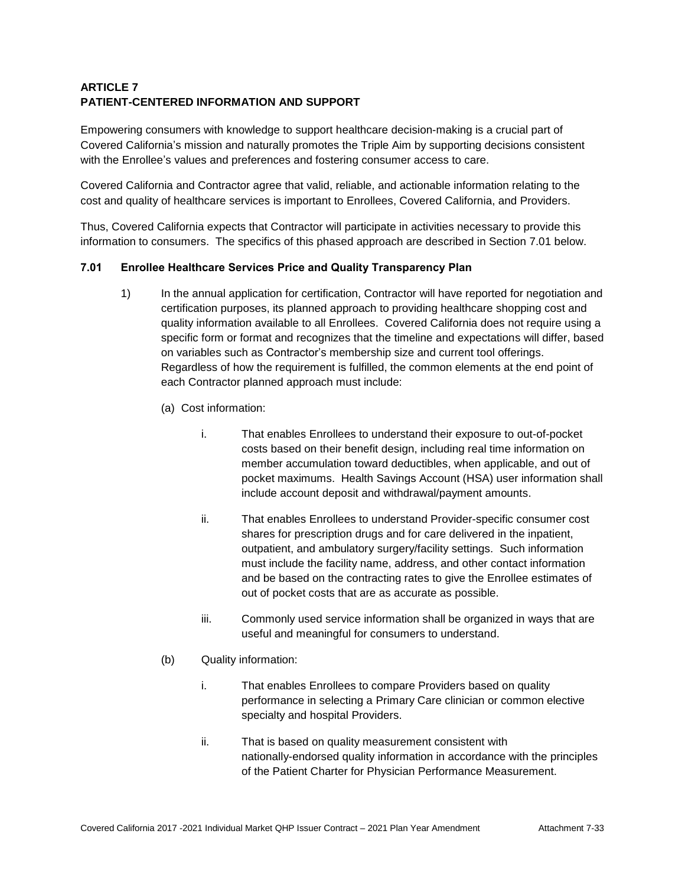## ARTICLE 7
## PATIENT-CENTERED INFORMATION AND SUPPORT

Empowering consumers with knowledge to support healthcare decision-making is a crucial part of Covered California's mission and naturally promotes the Triple Aim by supporting decisions consistent with the Enrollee's values and preferences and fostering consumer access to care.

Covered California and Contractor agree that valid, reliable, and actionable information relating to the cost and quality of healthcare services is important to Enrollees, Covered California, and Providers.

Thus, Covered California expects that Contractor will participate in activities necessary to provide this information to consumers. The specifics of this phased approach are described in Section 7.01 below.

### 7.01 Enrollee Healthcare Services Price and Quality Transparency Plan

1) In the annual application for certification, Contractor will have reported for negotiation and certification purposes, its planned approach to providing healthcare shopping cost and quality information available to all Enrollees. Covered California does not require using a specific form or format and recognizes that the timeline and expectations will differ, based on variables such as Contractor's membership size and current tool offerings. Regardless of how the requirement is fulfilled, the common elements at the end point of each Contractor planned approach must include:

   (a) Cost information:

      i. That enables Enrollees to understand their exposure to out-of-pocket costs based on their benefit design, including real time information on member accumulation toward deductibles, when applicable, and out of pocket maximums. Health Savings Account (HSA) user information shall include account deposit and withdrawal/payment amounts.

      ii. That enables Enrollees to understand Provider-specific consumer cost shares for prescription drugs and for care delivered in the inpatient, outpatient, and ambulatory surgery/facility settings. Such information must include the facility name, address, and other contact information and be based on the contracting rates to give the Enrollee estimates of out of pocket costs that are as accurate as possible.

      iii. Commonly used service information shall be organized in ways that are useful and meaningful for consumers to understand.

   (b) Quality information:

      i. That enables Enrollees to compare Providers based on quality performance in selecting a Primary Care clinician or common elective specialty and hospital Providers.

      ii. That is based on quality measurement consistent with nationally-endorsed quality information in accordance with the principles of the Patient Charter for Physician Performance Measurement.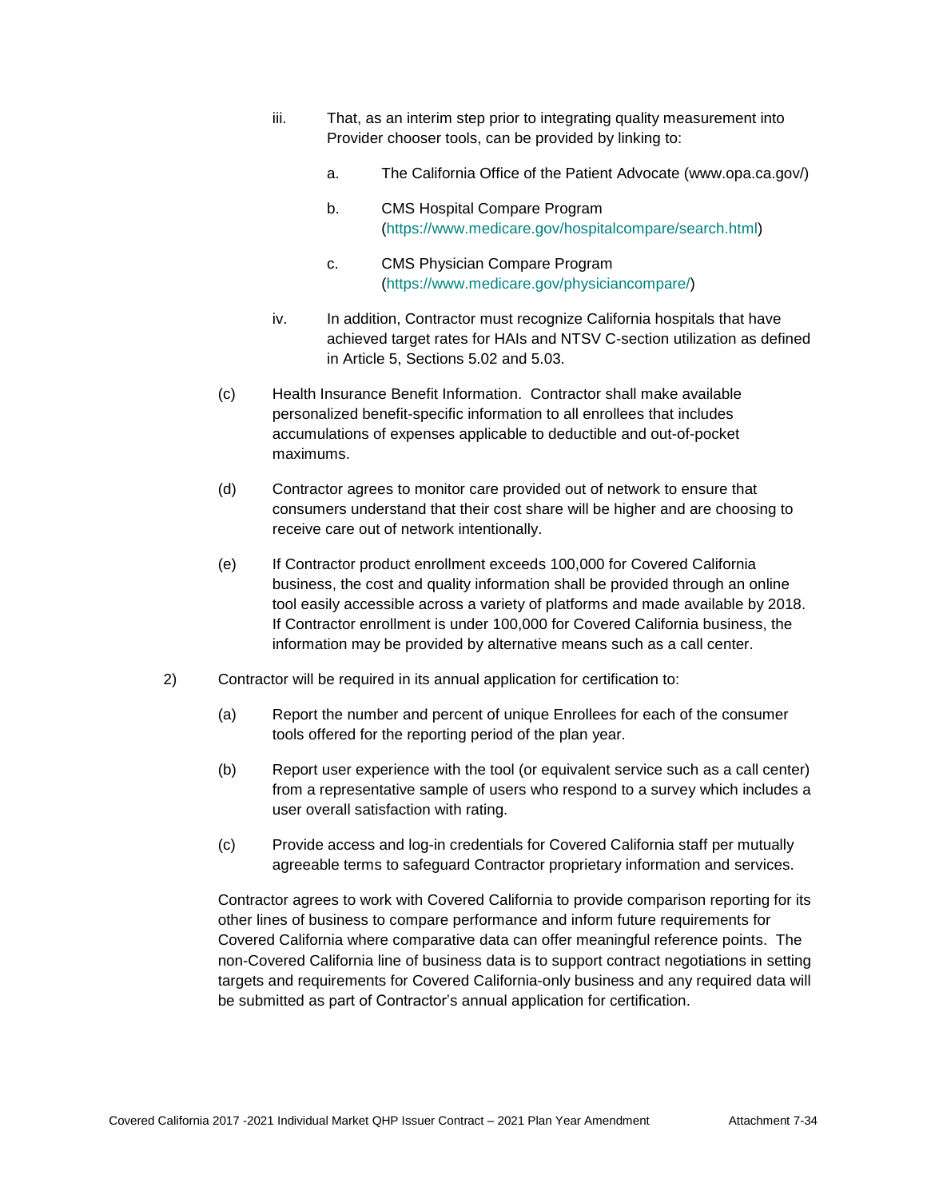iii. That, as an interim step prior to integrating quality measurement into Provider chooser tools, can be provided by linking to:

a. The California Office of the Patient Advocate (www.opa.ca.gov/)

b. CMS Hospital Compare Program (https://www.medicare.gov/hospitalcompare/search.html)

c. CMS Physician Compare Program (https://www.medicare.gov/physiciancompare/)

iv. In addition, Contractor must recognize California hospitals that have achieved target rates for HAIs and NTSV C-section utilization as defined in Article 5, Sections 5.02 and 5.03.

(c) Health Insurance Benefit Information. Contractor shall make available personalized benefit-specific information to all enrollees that includes accumulations of expenses applicable to deductible and out-of-pocket maximums.

(d) Contractor agrees to monitor care provided out of network to ensure that consumers understand that their cost share will be higher and are choosing to receive care out of network intentionally.

(e) If Contractor product enrollment exceeds 100,000 for Covered California business, the cost and quality information shall be provided through an online tool easily accessible across a variety of platforms and made available by 2018. If Contractor enrollment is under 100,000 for Covered California business, the information may be provided by alternative means such as a call center.

2) Contractor will be required in its annual application for certification to:

(a) Report the number and percent of unique Enrollees for each of the consumer tools offered for the reporting period of the plan year.

(b) Report user experience with the tool (or equivalent service such as a call center) from a representative sample of users who respond to a survey which includes a user overall satisfaction with rating.

(c) Provide access and log-in credentials for Covered California staff per mutually agreeable terms to safeguard Contractor proprietary information and services.

Contractor agrees to work with Covered California to provide comparison reporting for its other lines of business to compare performance and inform future requirements for Covered California where comparative data can offer meaningful reference points. The non-Covered California line of business data is to support contract negotiations in setting targets and requirements for Covered California-only business and any required data will be submitted as part of Contractor's annual application for certification.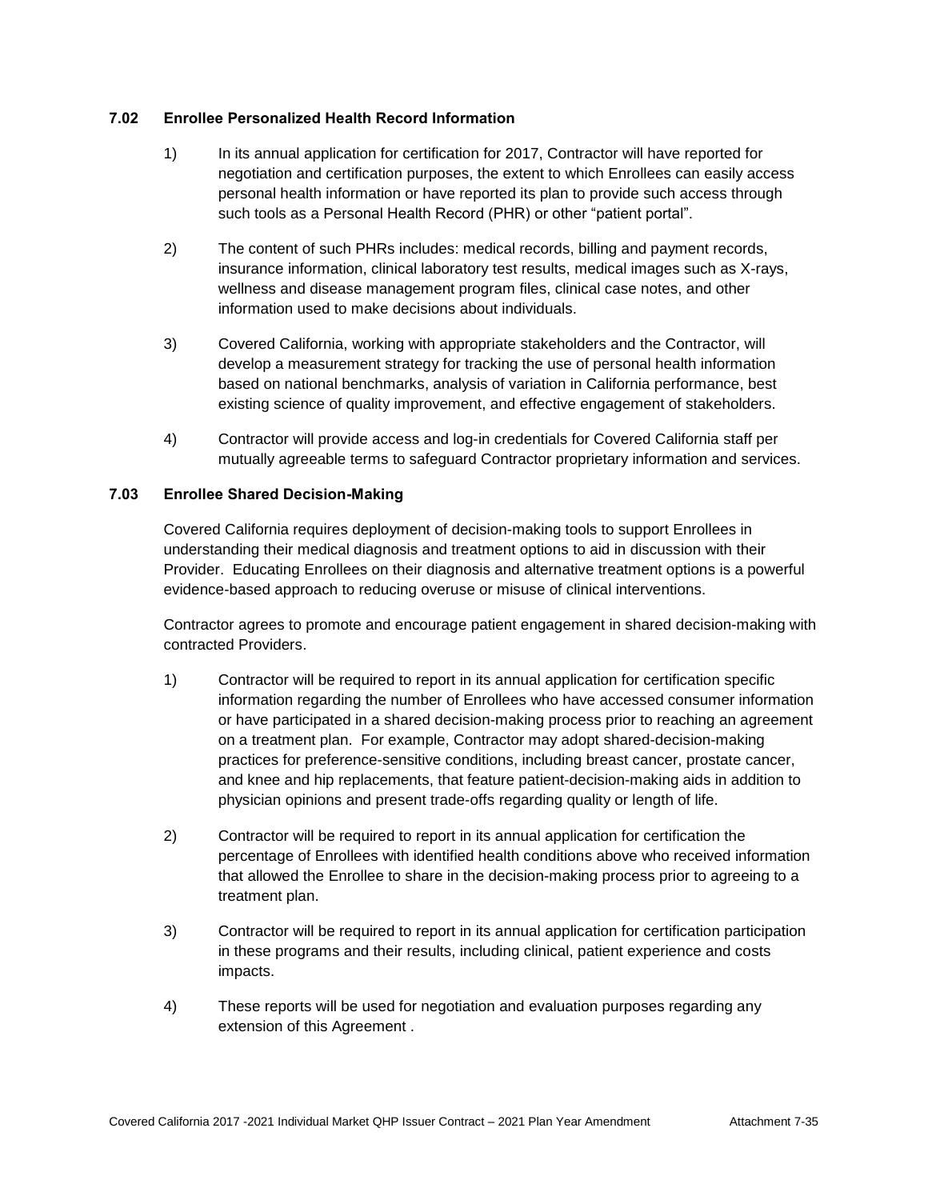### 7.02 Enrollee Personalized Health Record Information

1) In its annual application for certification for 2017, Contractor will have reported for negotiation and certification purposes, the extent to which Enrollees can easily access personal health information or have reported its plan to provide such access through such tools as a Personal Health Record (PHR) or other "patient portal".

2) The content of such PHRs includes: medical records, billing and payment records, insurance information, clinical laboratory test results, medical images such as X-rays, wellness and disease management program files, clinical case notes, and other information used to make decisions about individuals.

3) Covered California, working with appropriate stakeholders and the Contractor, will develop a measurement strategy for tracking the use of personal health information based on national benchmarks, analysis of variation in California performance, best existing science of quality improvement, and effective engagement of stakeholders.

4) Contractor will provide access and log-in credentials for Covered California staff per mutually agreeable terms to safeguard Contractor proprietary information and services.

### 7.03 Enrollee Shared Decision-Making

Covered California requires deployment of decision-making tools to support Enrollees in understanding their medical diagnosis and treatment options to aid in discussion with their Provider. Educating Enrollees on their diagnosis and alternative treatment options is a powerful evidence-based approach to reducing overuse or misuse of clinical interventions.

Contractor agrees to promote and encourage patient engagement in shared decision-making with contracted Providers.

1) Contractor will be required to report in its annual application for certification specific information regarding the number of Enrollees who have accessed consumer information or have participated in a shared decision-making process prior to reaching an agreement on a treatment plan. For example, Contractor may adopt shared-decision-making practices for preference-sensitive conditions, including breast cancer, prostate cancer, and knee and hip replacements, that feature patient-decision-making aids in addition to physician opinions and present trade-offs regarding quality or length of life.

2) Contractor will be required to report in its annual application for certification the percentage of Enrollees with identified health conditions above who received information that allowed the Enrollee to share in the decision-making process prior to agreeing to a treatment plan.

3) Contractor will be required to report in its annual application for certification participation in these programs and their results, including clinical, patient experience and costs impacts.

4) These reports will be used for negotiation and evaluation purposes regarding any extension of this Agreement .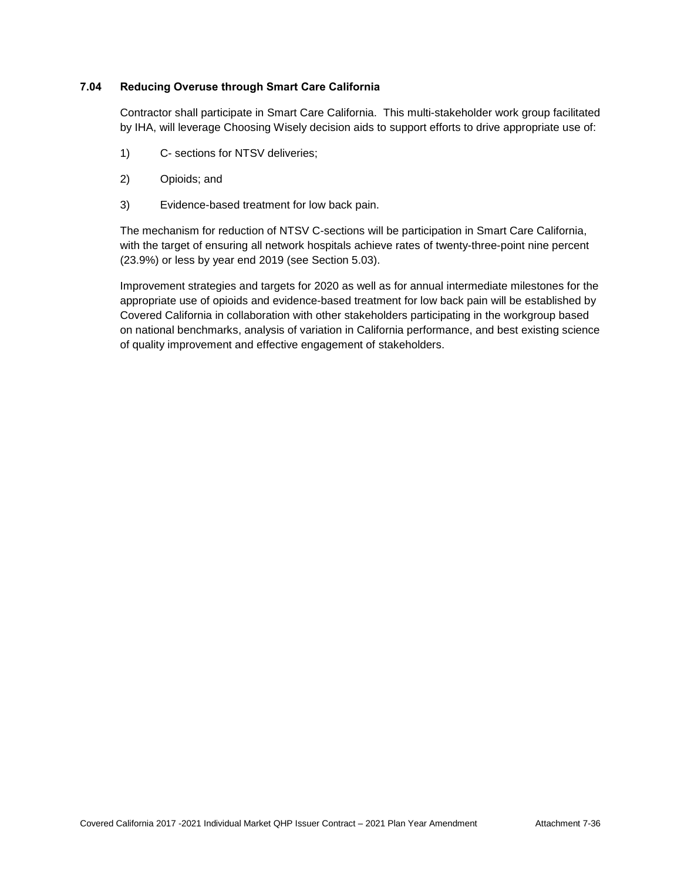### 7.04 Reducing Overuse through Smart Care California

Contractor shall participate in Smart Care California. This multi-stakeholder work group facilitated by IHA, will leverage Choosing Wisely decision aids to support efforts to drive appropriate use of:

1) C- sections for NTSV deliveries;

2) Opioids; and

3) Evidence-based treatment for low back pain.

The mechanism for reduction of NTSV C-sections will be participation in Smart Care California, with the target of ensuring all network hospitals achieve rates of twenty-three-point nine percent (23.9%) or less by year end 2019 (see Section 5.03).

Improvement strategies and targets for 2020 as well as for annual intermediate milestones for the appropriate use of opioids and evidence-based treatment for low back pain will be established by Covered California in collaboration with other stakeholders participating in the workgroup based on national benchmarks, analysis of variation in California performance, and best existing science of quality improvement and effective engagement of stakeholders.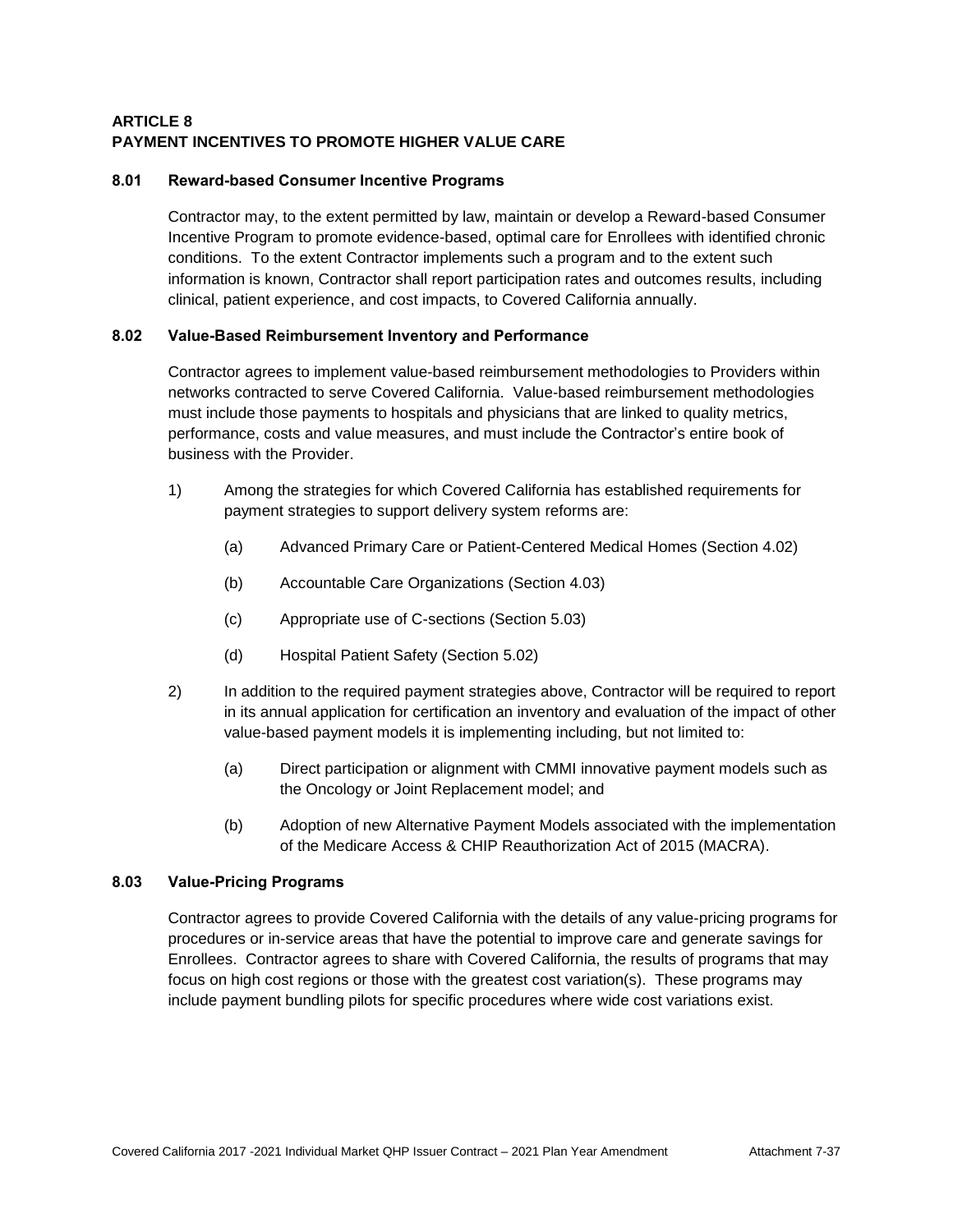## ARTICLE 8
## PAYMENT INCENTIVES TO PROMOTE HIGHER VALUE CARE

### 8.01 Reward-based Consumer Incentive Programs

Contractor may, to the extent permitted by law, maintain or develop a Reward-based Consumer Incentive Program to promote evidence-based, optimal care for Enrollees with identified chronic conditions. To the extent Contractor implements such a program and to the extent such information is known, Contractor shall report participation rates and outcomes results, including clinical, patient experience, and cost impacts, to Covered California annually.

### 8.02 Value-Based Reimbursement Inventory and Performance

Contractor agrees to implement value-based reimbursement methodologies to Providers within networks contracted to serve Covered California. Value-based reimbursement methodologies must include those payments to hospitals and physicians that are linked to quality metrics, performance, costs and value measures, and must include the Contractor's entire book of business with the Provider.

1) Among the strategies for which Covered California has established requirements for payment strategies to support delivery system reforms are:

   (a) Advanced Primary Care or Patient-Centered Medical Homes (Section 4.02)

   (b) Accountable Care Organizations (Section 4.03)

   (c) Appropriate use of C-sections (Section 5.03)

   (d) Hospital Patient Safety (Section 5.02)

2) In addition to the required payment strategies above, Contractor will be required to report in its annual application for certification an inventory and evaluation of the impact of other value-based payment models it is implementing including, but not limited to:

   (a) Direct participation or alignment with CMMI innovative payment models such as the Oncology or Joint Replacement model; and

   (b) Adoption of new Alternative Payment Models associated with the implementation of the Medicare Access & CHIP Reauthorization Act of 2015 (MACRA).

### 8.03 Value-Pricing Programs

Contractor agrees to provide Covered California with the details of any value-pricing programs for procedures or in-service areas that have the potential to improve care and generate savings for Enrollees. Contractor agrees to share with Covered California, the results of programs that may focus on high cost regions or those with the greatest cost variation(s). These programs may include payment bundling pilots for specific procedures where wide cost variations exist.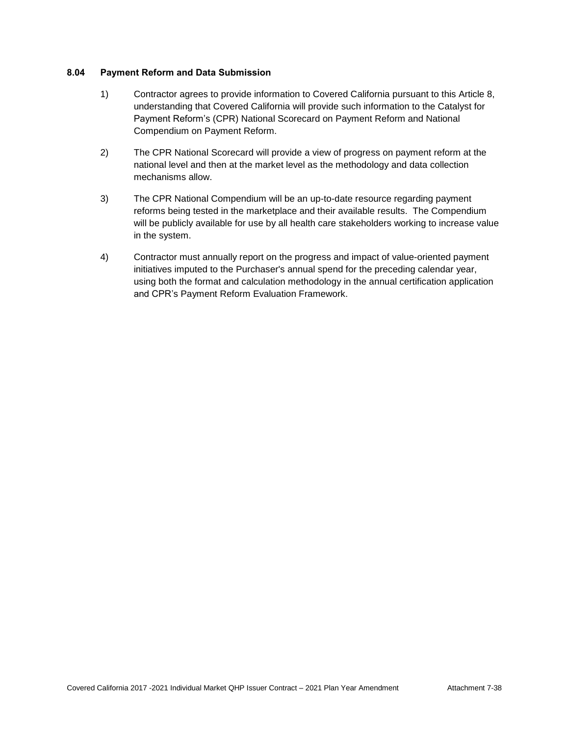### 8.04 Payment Reform and Data Submission

1) Contractor agrees to provide information to Covered California pursuant to this Article 8, understanding that Covered California will provide such information to the Catalyst for Payment Reform's (CPR) National Scorecard on Payment Reform and National Compendium on Payment Reform.

2) The CPR National Scorecard will provide a view of progress on payment reform at the national level and then at the market level as the methodology and data collection mechanisms allow.

3) The CPR National Compendium will be an up-to-date resource regarding payment reforms being tested in the marketplace and their available results. The Compendium will be publicly available for use by all health care stakeholders working to increase value in the system.

4) Contractor must annually report on the progress and impact of value-oriented payment initiatives imputed to the Purchaser's annual spend for the preceding calendar year, using both the format and calculation methodology in the annual certification application and CPR's Payment Reform Evaluation Framework.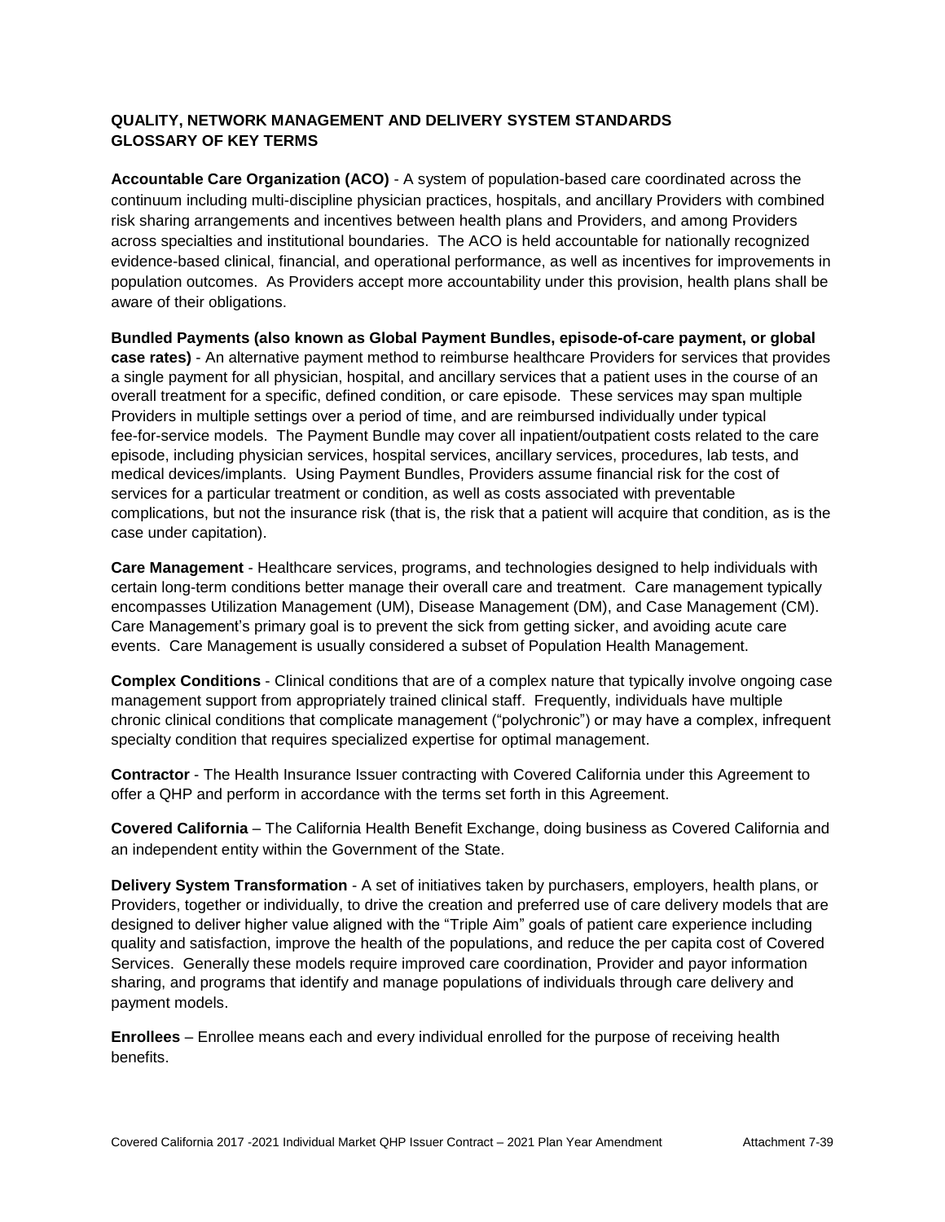## QUALITY, NETWORK MANAGEMENT AND DELIVERY SYSTEM STANDARDS
## GLOSSARY OF KEY TERMS

**Accountable Care Organization (ACO)** - A system of population-based care coordinated across the continuum including multi-discipline physician practices, hospitals, and ancillary Providers with combined risk sharing arrangements and incentives between health plans and Providers, and among Providers across specialties and institutional boundaries. The ACO is held accountable for nationally recognized evidence-based clinical, financial, and operational performance, as well as incentives for improvements in population outcomes. As Providers accept more accountability under this provision, health plans shall be aware of their obligations.

**Bundled Payments (also known as Global Payment Bundles, episode-of-care payment, or global case rates)** - An alternative payment method to reimburse healthcare Providers for services that provides a single payment for all physician, hospital, and ancillary services that a patient uses in the course of an overall treatment for a specific, defined condition, or care episode. These services may span multiple Providers in multiple settings over a period of time, and are reimbursed individually under typical fee-for-service models. The Payment Bundle may cover all inpatient/outpatient costs related to the care episode, including physician services, hospital services, ancillary services, procedures, lab tests, and medical devices/implants. Using Payment Bundles, Providers assume financial risk for the cost of services for a particular treatment or condition, as well as costs associated with preventable complications, but not the insurance risk (that is, the risk that a patient will acquire that condition, as is the case under capitation).

**Care Management** - Healthcare services, programs, and technologies designed to help individuals with certain long-term conditions better manage their overall care and treatment. Care management typically encompasses Utilization Management (UM), Disease Management (DM), and Case Management (CM). Care Management's primary goal is to prevent the sick from getting sicker, and avoiding acute care events. Care Management is usually considered a subset of Population Health Management.

**Complex Conditions** - Clinical conditions that are of a complex nature that typically involve ongoing case management support from appropriately trained clinical staff. Frequently, individuals have multiple chronic clinical conditions that complicate management ("polychronic") or may have a complex, infrequent specialty condition that requires specialized expertise for optimal management.

**Contractor** - The Health Insurance Issuer contracting with Covered California under this Agreement to offer a QHP and perform in accordance with the terms set forth in this Agreement.

**Covered California** – The California Health Benefit Exchange, doing business as Covered California and an independent entity within the Government of the State.

**Delivery System Transformation** - A set of initiatives taken by purchasers, employers, health plans, or Providers, together or individually, to drive the creation and preferred use of care delivery models that are designed to deliver higher value aligned with the "Triple Aim" goals of patient care experience including quality and satisfaction, improve the health of the populations, and reduce the per capita cost of Covered Services. Generally these models require improved care coordination, Provider and payor information sharing, and programs that identify and manage populations of individuals through care delivery and payment models.

**Enrollees** – Enrollee means each and every individual enrolled for the purpose of receiving health benefits.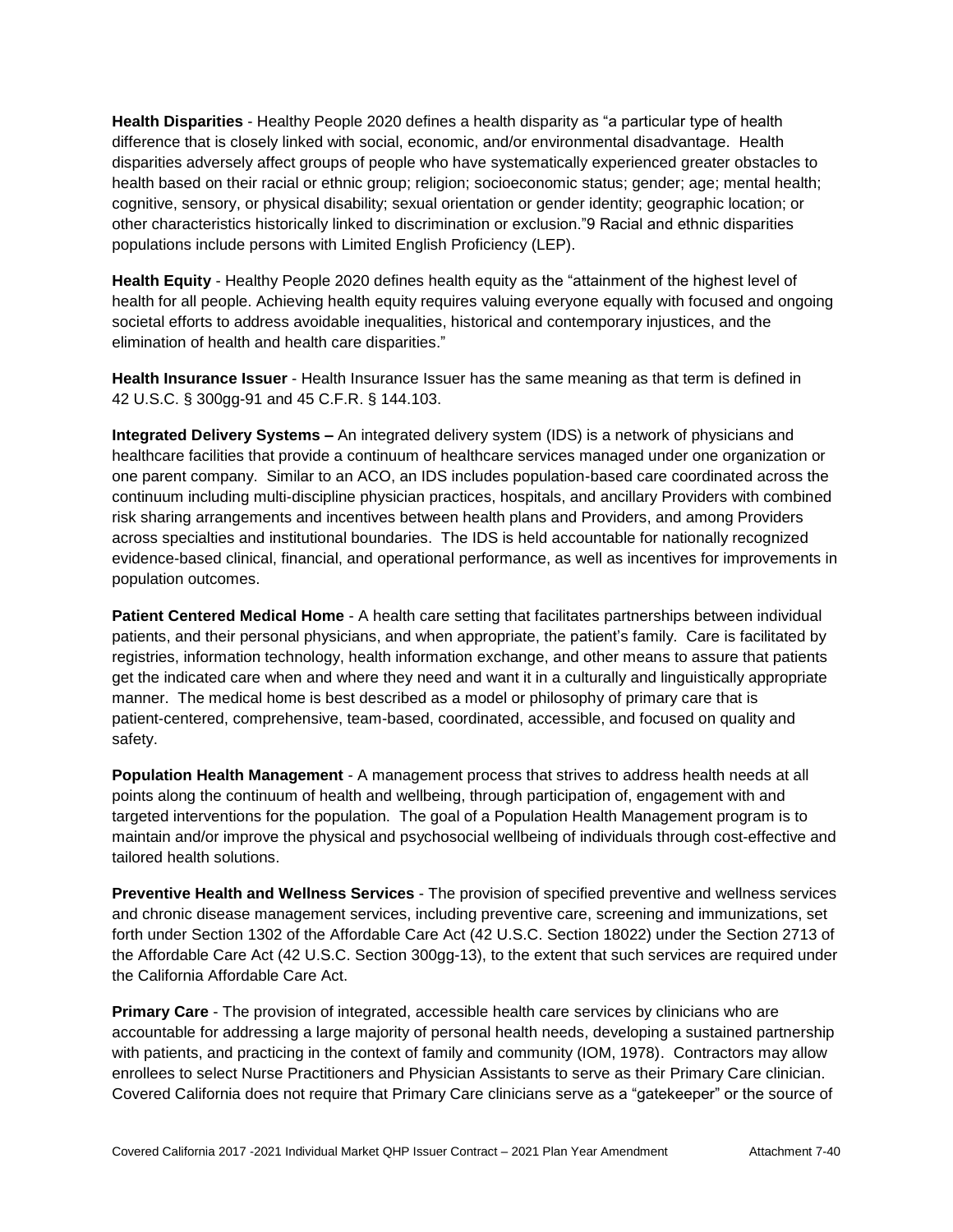**Health Disparities** - Healthy People 2020 defines a health disparity as "a particular type of health difference that is closely linked with social, economic, and/or environmental disadvantage. Health disparities adversely affect groups of people who have systematically experienced greater obstacles to health based on their racial or ethnic group; religion; socioeconomic status; gender; age; mental health; cognitive, sensory, or physical disability; sexual orientation or gender identity; geographic location; or other characteristics historically linked to discrimination or exclusion."[9] Racial and ethnic disparities populations include persons with Limited English Proficiency (LEP).

**Health Equity** - Healthy People 2020 defines health equity as the "attainment of the highest level of health for all people. Achieving health equity requires valuing everyone equally with focused and ongoing societal efforts to address avoidable inequalities, historical and contemporary injustices, and the elimination of health and health care disparities."

**Health Insurance Issuer** - Health Insurance Issuer has the same meaning as that term is defined in 42 U.S.C. § 300gg-91 and 45 C.F.R. § 144.103.

**Integrated Delivery Systems –** An integrated delivery system (IDS) is a network of physicians and healthcare facilities that provide a continuum of healthcare services managed under one organization or one parent company. Similar to an ACO, an IDS includes population-based care coordinated across the continuum including multi-discipline physician practices, hospitals, and ancillary Providers with combined risk sharing arrangements and incentives between health plans and Providers, and among Providers across specialties and institutional boundaries. The IDS is held accountable for nationally recognized evidence-based clinical, financial, and operational performance, as well as incentives for improvements in population outcomes.

**Patient Centered Medical Home** - A health care setting that facilitates partnerships between individual patients, and their personal physicians, and when appropriate, the patient's family. Care is facilitated by registries, information technology, health information exchange, and other means to assure that patients get the indicated care when and where they need and want it in a culturally and linguistically appropriate manner. The medical home is best described as a model or philosophy of primary care that is patient-centered, comprehensive, team-based, coordinated, accessible, and focused on quality and safety.

**Population Health Management** - A management process that strives to address health needs at all points along the continuum of health and wellbeing, through participation of, engagement with and targeted interventions for the population. The goal of a Population Health Management program is to maintain and/or improve the physical and psychosocial wellbeing of individuals through cost-effective and tailored health solutions.

**Preventive Health and Wellness Services** - The provision of specified preventive and wellness services and chronic disease management services, including preventive care, screening and immunizations, set forth under Section 1302 of the Affordable Care Act (42 U.S.C. Section 18022) under the Section 2713 of the Affordable Care Act (42 U.S.C. Section 300gg-13), to the extent that such services are required under the California Affordable Care Act.

**Primary Care** - The provision of integrated, accessible health care services by clinicians who are accountable for addressing a large majority of personal health needs, developing a sustained partnership with patients, and practicing in the context of family and community (IOM, 1978). Contractors may allow enrollees to select Nurse Practitioners and Physician Assistants to serve as their Primary Care clinician. Covered California does not require that Primary Care clinicians serve as a "gatekeeper" or the source of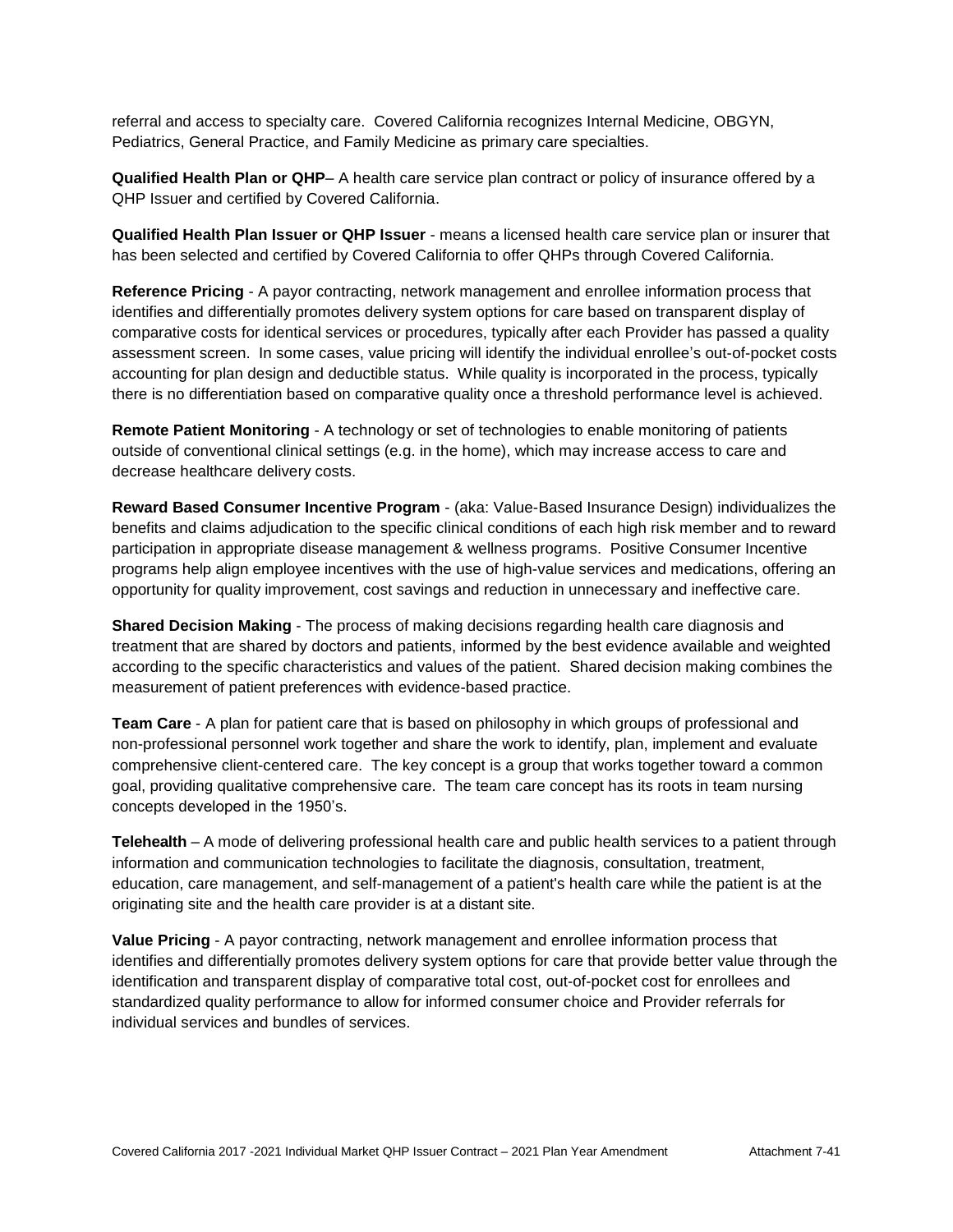referral and access to specialty care. Covered California recognizes Internal Medicine, OBGYN, Pediatrics, General Practice, and Family Medicine as primary care specialties.

**Qualified Health Plan or QHP**– A health care service plan contract or policy of insurance offered by a QHP Issuer and certified by Covered California.

**Qualified Health Plan Issuer or QHP Issuer** - means a licensed health care service plan or insurer that has been selected and certified by Covered California to offer QHPs through Covered California.

**Reference Pricing** - A payor contracting, network management and enrollee information process that identifies and differentially promotes delivery system options for care based on transparent display of comparative costs for identical services or procedures, typically after each Provider has passed a quality assessment screen. In some cases, value pricing will identify the individual enrollee's out-of-pocket costs accounting for plan design and deductible status. While quality is incorporated in the process, typically there is no differentiation based on comparative quality once a threshold performance level is achieved.

**Remote Patient Monitoring** - A technology or set of technologies to enable monitoring of patients outside of conventional clinical settings (e.g. in the home), which may increase access to care and decrease healthcare delivery costs.

**Reward Based Consumer Incentive Program** - (aka: Value-Based Insurance Design) individualizes the benefits and claims adjudication to the specific clinical conditions of each high risk member and to reward participation in appropriate disease management & wellness programs. Positive Consumer Incentive programs help align employee incentives with the use of high-value services and medications, offering an opportunity for quality improvement, cost savings and reduction in unnecessary and ineffective care.

**Shared Decision Making** - The process of making decisions regarding health care diagnosis and treatment that are shared by doctors and patients, informed by the best evidence available and weighted according to the specific characteristics and values of the patient. Shared decision making combines the measurement of patient preferences with evidence-based practice.

**Team Care** - A plan for patient care that is based on philosophy in which groups of professional and non-professional personnel work together and share the work to identify, plan, implement and evaluate comprehensive client-centered care. The key concept is a group that works together toward a common goal, providing qualitative comprehensive care. The team care concept has its roots in team nursing concepts developed in the 1950's.

**Telehealth** – A mode of delivering professional health care and public health services to a patient through information and communication technologies to facilitate the diagnosis, consultation, treatment, education, care management, and self-management of a patient's health care while the patient is at the originating site and the health care provider is at a distant site.

**Value Pricing** - A payor contracting, network management and enrollee information process that identifies and differentially promotes delivery system options for care that provide better value through the identification and transparent display of comparative total cost, out-of-pocket cost for enrollees and standardized quality performance to allow for informed consumer choice and Provider referrals for individual services and bundles of services.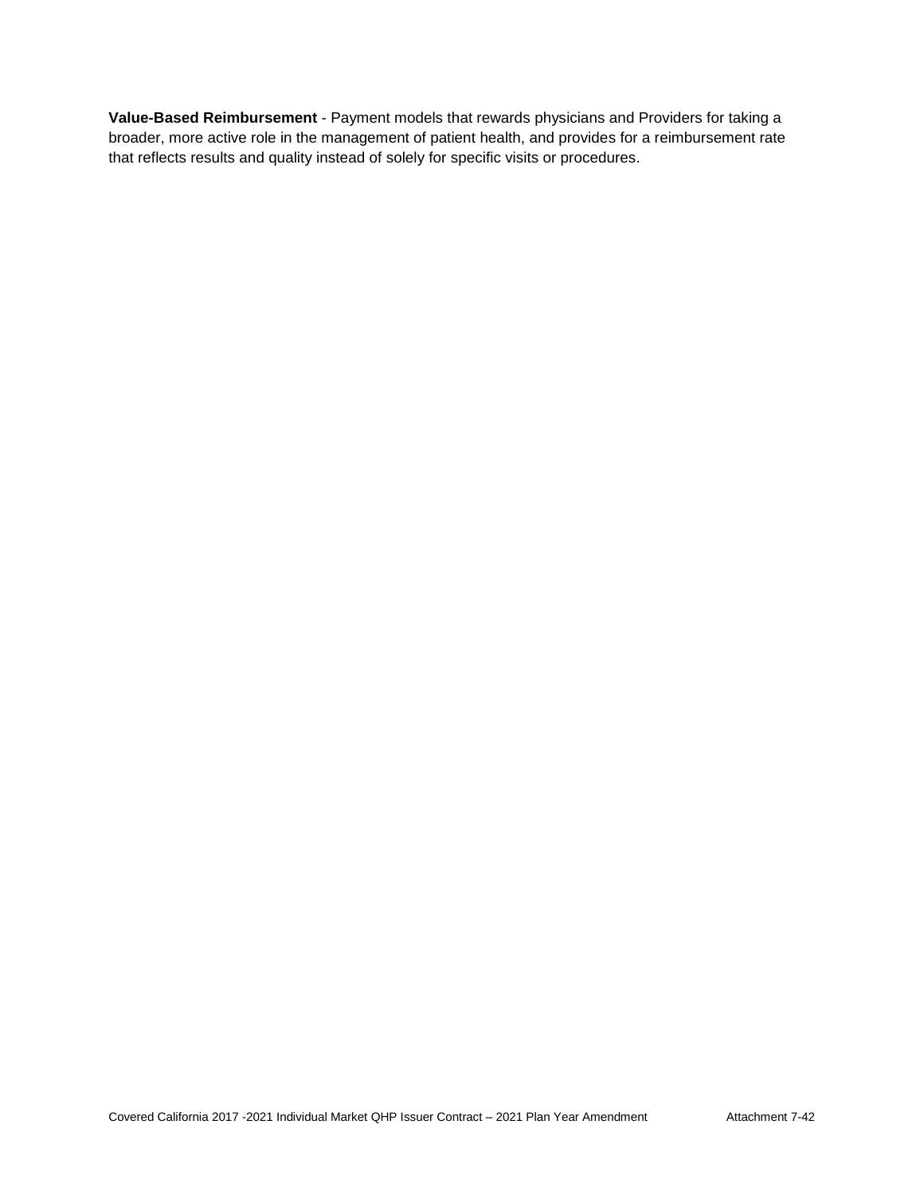**Value-Based Reimbursement** - Payment models that rewards physicians and Providers for taking a broader, more active role in the management of patient health, and provides for a reimbursement rate that reflects results and quality instead of solely for specific visits or procedures.